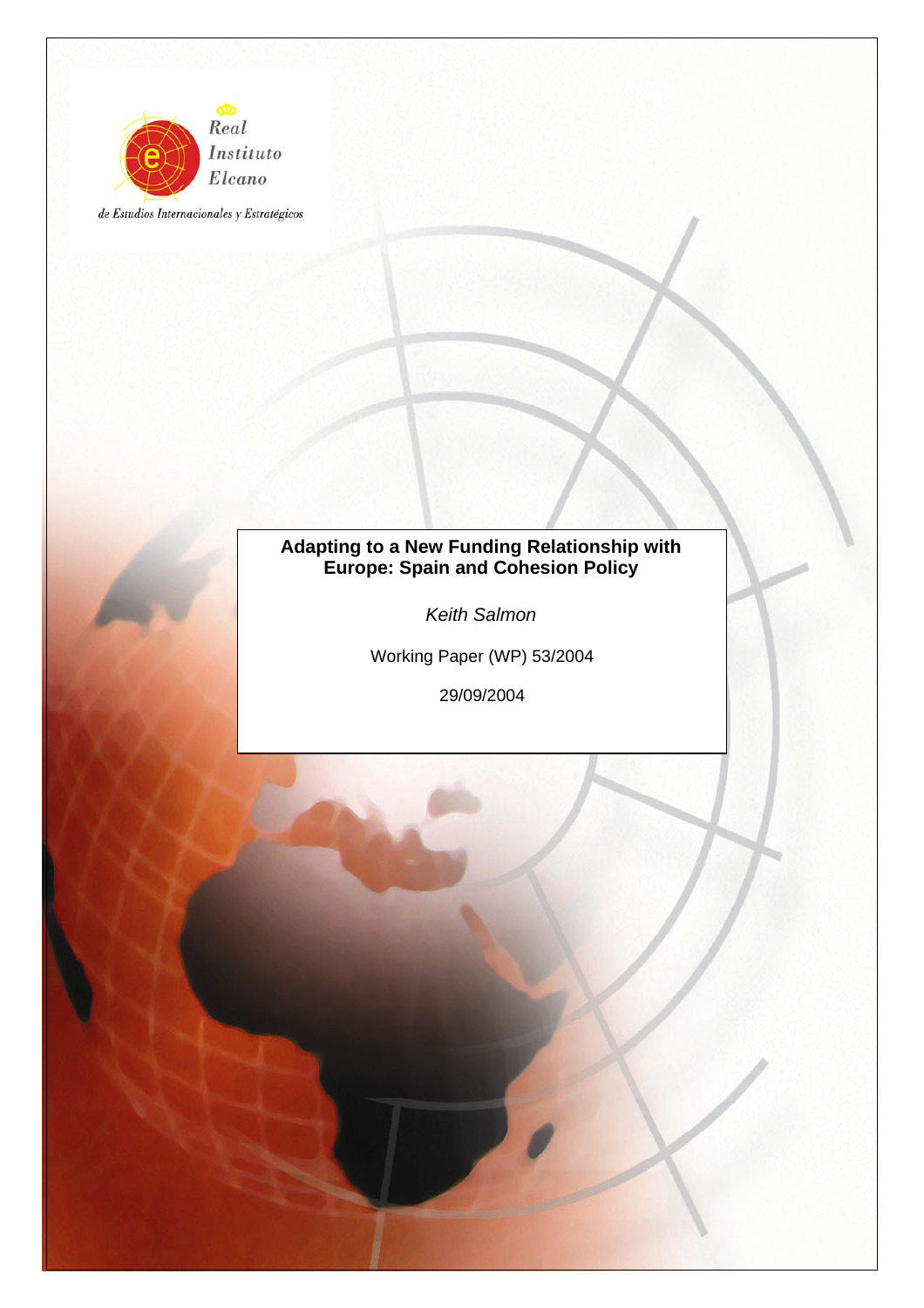Real Instituto Elcano

de Estudios Internacionales y Estratégicos

# Adapting to a New Funding Relationship with Europe: Spain and Cohesion Policy

*Keith Salmon*

Working Paper (WP) 53/2004

29/09/2004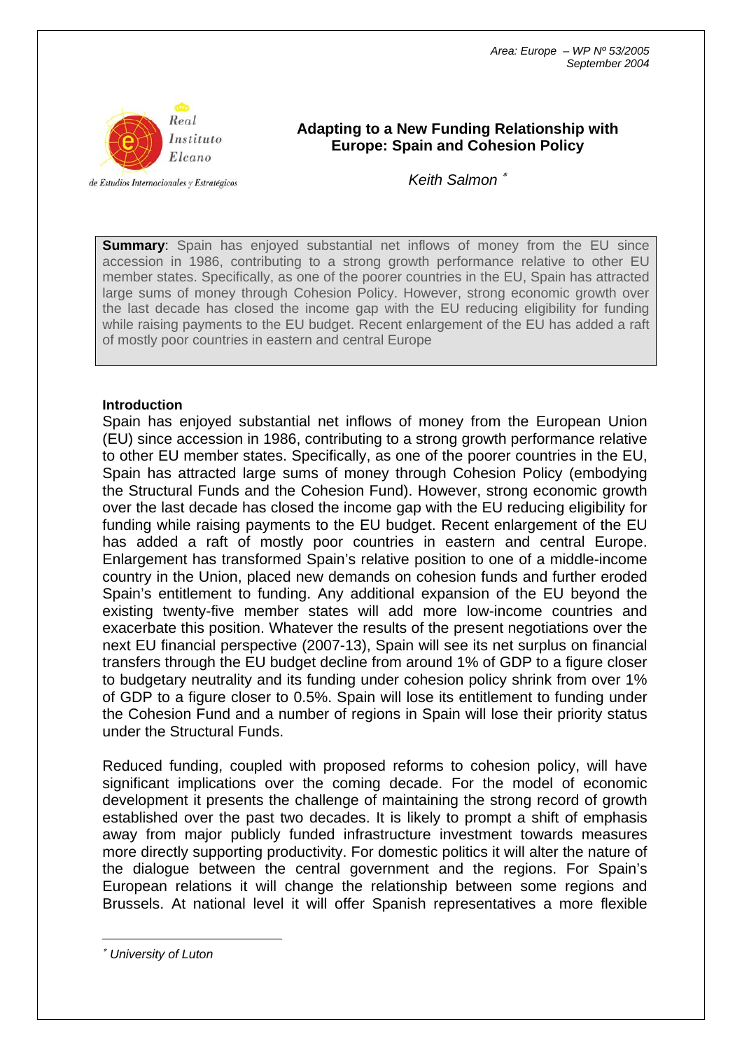Area: Europe – WP Nº 53/2005
September 2004

# Adapting to a New Funding Relationship with Europe: Spain and Cohesion Policy

*Keith Salmon* [*]

**Summary**: Spain has enjoyed substantial net inflows of money from the EU since accession in 1986, contributing to a strong growth performance relative to other EU member states. Specifically, as one of the poorer countries in the EU, Spain has attracted large sums of money through Cohesion Policy. However, strong economic growth over the last decade has closed the income gap with the EU reducing eligibility for funding while raising payments to the EU budget. Recent enlargement of the EU has added a raft of mostly poor countries in eastern and central Europe

**Introduction**

Spain has enjoyed substantial net inflows of money from the European Union (EU) since accession in 1986, contributing to a strong growth performance relative to other EU member states. Specifically, as one of the poorer countries in the EU, Spain has attracted large sums of money through Cohesion Policy (embodying the Structural Funds and the Cohesion Fund). However, strong economic growth over the last decade has closed the income gap with the EU reducing eligibility for funding while raising payments to the EU budget. Recent enlargement of the EU has added a raft of mostly poor countries in eastern and central Europe. Enlargement has transformed Spain's relative position to one of a middle-income country in the Union, placed new demands on cohesion funds and further eroded Spain's entitlement to funding. Any additional expansion of the EU beyond the existing twenty-five member states will add more low-income countries and exacerbate this position. Whatever the results of the present negotiations over the next EU financial perspective (2007-13), Spain will see its net surplus on financial transfers through the EU budget decline from around 1% of GDP to a figure closer to budgetary neutrality and its funding under cohesion policy shrink from over 1% of GDP to a figure closer to 0.5%. Spain will lose its entitlement to funding under the Cohesion Fund and a number of regions in Spain will lose their priority status under the Structural Funds.

Reduced funding, coupled with proposed reforms to cohesion policy, will have significant implications over the coming decade. For the model of economic development it presents the challenge of maintaining the strong record of growth established over the past two decades. It is likely to prompt a shift of emphasis away from major publicly funded infrastructure investment towards measures more directly supporting productivity. For domestic politics it will alter the nature of the dialogue between the central government and the regions. For Spain's European relations it will change the relationship between some regions and Brussels. At national level it will offer Spanish representatives a more flexible

[*] *University of Luton*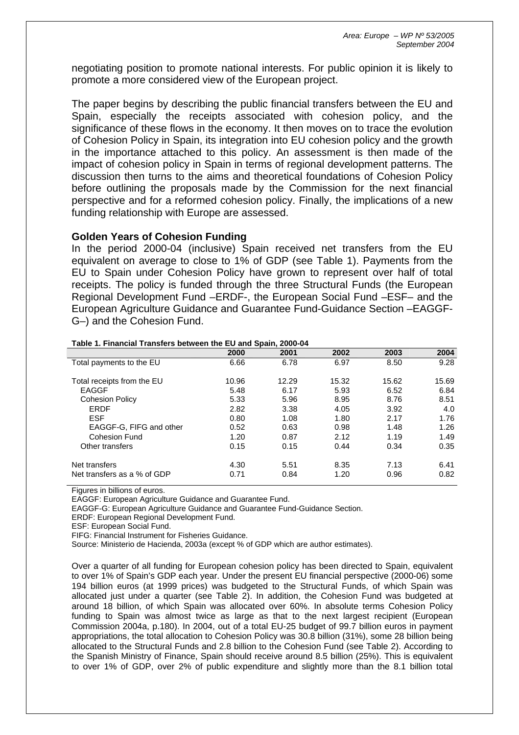negotiating position to promote national interests. For public opinion it is likely to promote a more considered view of the European project.

The paper begins by describing the public financial transfers between the EU and Spain, especially the receipts associated with cohesion policy, and the significance of these flows in the economy. It then moves on to trace the evolution of Cohesion Policy in Spain, its integration into EU cohesion policy and the growth in the importance attached to this policy. An assessment is then made of the impact of cohesion policy in Spain in terms of regional development patterns. The discussion then turns to the aims and theoretical foundations of Cohesion Policy before outlining the proposals made by the Commission for the next financial perspective and for a reformed cohesion policy. Finally, the implications of a new funding relationship with Europe are assessed.

## Golden Years of Cohesion Funding

In the period 2000-04 (inclusive) Spain received net transfers from the EU equivalent on average to close to 1% of GDP (see Table 1). Payments from the EU to Spain under Cohesion Policy have grown to represent over half of total receipts. The policy is funded through the three Structural Funds (the European Regional Development Fund –ERDF-, the European Social Fund –ESF– and the European Agriculture Guidance and Guarantee Fund-Guidance Section –EAGGF-G–) and the Cohesion Fund.

**Table 1. Financial Transfers between the EU and Spain, 2000-04**

| | 2000 | 2001 | 2002 | 2003 | 2004 |
|---|---|---|---|---|---|
| Total payments to the EU | 6.66 | 6.78 | 6.97 | 8.50 | 9.28 |
| Total receipts from the EU | 10.96 | 12.29 | 15.32 | 15.62 | 15.69 |
| EAGGF | 5.48 | 6.17 | 5.93 | 6.52 | 6.84 |
| Cohesion Policy | 5.33 | 5.96 | 8.95 | 8.76 | 8.51 |
| ERDF | 2.82 | 3.38 | 4.05 | 3.92 | 4.0 |
| ESF | 0.80 | 1.08 | 1.80 | 2.17 | 1.76 |
| EAGGF-G, FIFG and other | 0.52 | 0.63 | 0.98 | 1.48 | 1.26 |
| Cohesion Fund | 1.20 | 0.87 | 2.12 | 1.19 | 1.49 |
| Other transfers | 0.15 | 0.15 | 0.44 | 0.34 | 0.35 |
| Net transfers | 4.30 | 5.51 | 8.35 | 7.13 | 6.41 |
| Net transfers as a % of GDP | 0.71 | 0.84 | 1.20 | 0.96 | 0.82 |

Figures in billions of euros.
EAGGF: European Agriculture Guidance and Guarantee Fund.
EAGGF-G: European Agriculture Guidance and Guarantee Fund-Guidance Section.
ERDF: European Regional Development Fund.
ESF: European Social Fund.
FIFG: Financial Instrument for Fisheries Guidance.
Source: Ministerio de Hacienda, 2003a (except % of GDP which are author estimates).

Over a quarter of all funding for European cohesion policy has been directed to Spain, equivalent to over 1% of Spain's GDP each year. Under the present EU financial perspective (2000-06) some 194 billion euros (at 1999 prices) was budgeted to the Structural Funds, of which Spain was allocated just under a quarter (see Table 2). In addition, the Cohesion Fund was budgeted at around 18 billion, of which Spain was allocated over 60%. In absolute terms Cohesion Policy funding to Spain was almost twice as large as that to the next largest recipient (European Commission 2004a, p.180). In 2004, out of a total EU-25 budget of 99.7 billion euros in payment appropriations, the total allocation to Cohesion Policy was 30.8 billion (31%), some 28 billion being allocated to the Structural Funds and 2.8 billion to the Cohesion Fund (see Table 2). According to the Spanish Ministry of Finance, Spain should receive around 8.5 billion (25%). This is equivalent to over 1% of GDP, over 2% of public expenditure and slightly more than the 8.1 billion total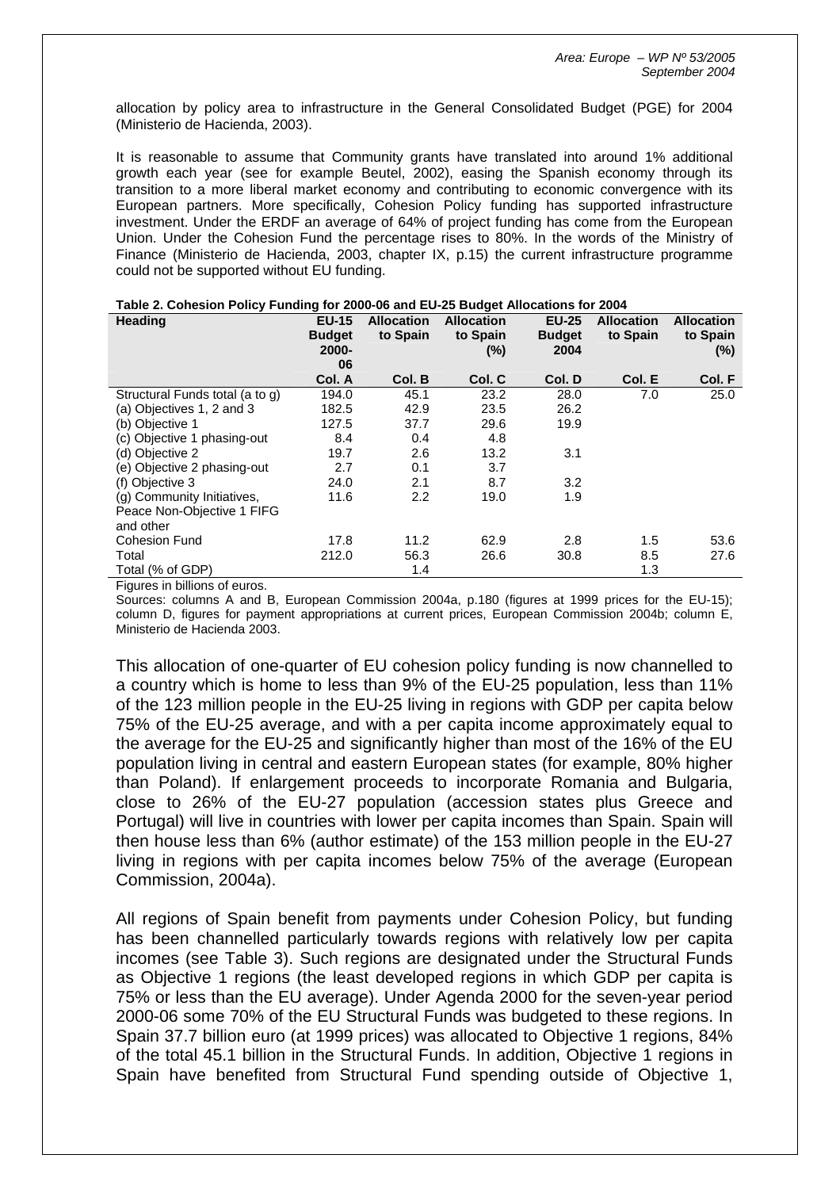allocation by policy area to infrastructure in the General Consolidated Budget (PGE) for 2004 (Ministerio de Hacienda, 2003).

It is reasonable to assume that Community grants have translated into around 1% additional growth each year (see for example Beutel, 2002), easing the Spanish economy through its transition to a more liberal market economy and contributing to economic convergence with its European partners. More specifically, Cohesion Policy funding has supported infrastructure investment. Under the ERDF an average of 64% of project funding has come from the European Union. Under the Cohesion Fund the percentage rises to 80%. In the words of the Ministry of Finance (Ministerio de Hacienda, 2003, chapter IX, p.15) the current infrastructure programme could not be supported without EU funding.

**Table 2. Cohesion Policy Funding for 2000-06 and EU-25 Budget Allocations for 2004**

| Heading | EU-15 Budget 2000-06 | Allocation to Spain | Allocation to Spain (%) | EU-25 Budget 2004 | Allocation to Spain | Allocation to Spain (%) |
|---|---|---|---|---|---|---|
| | Col. A | Col. B | Col. C | Col. D | Col. E | Col. F |
| Structural Funds total (a to g) | 194.0 | 45.1 | 23.2 | 28.0 | 7.0 | 25.0 |
| (a) Objectives 1, 2 and 3 | 182.5 | 42.9 | 23.5 | 26.2 | | |
| (b) Objective 1 | 127.5 | 37.7 | 29.6 | 19.9 | | |
| (c) Objective 1 phasing-out | 8.4 | 0.4 | 4.8 | | | |
| (d) Objective 2 | 19.7 | 2.6 | 13.2 | 3.1 | | |
| (e) Objective 2 phasing-out | 2.7 | 0.1 | 3.7 | | | |
| (f) Objective 3 | 24.0 | 2.1 | 8.7 | 3.2 | | |
| (g) Community Initiatives, Peace Non-Objective 1 FIFG and other | 11.6 | 2.2 | 19.0 | 1.9 | | |
| Cohesion Fund | 17.8 | 11.2 | 62.9 | 2.8 | 1.5 | 53.6 |
| Total | 212.0 | 56.3 | 26.6 | 30.8 | 8.5 | 27.6 |
| Total (% of GDP) | | 1.4 | | | 1.3 | |

Figures in billions of euros.

Sources: columns A and B, European Commission 2004a, p.180 (figures at 1999 prices for the EU-15); column D, figures for payment appropriations at current prices, European Commission 2004b; column E, Ministerio de Hacienda 2003.

This allocation of one-quarter of EU cohesion policy funding is now channelled to a country which is home to less than 9% of the EU-25 population, less than 11% of the 123 million people in the EU-25 living in regions with GDP per capita below 75% of the EU-25 average, and with a per capita income approximately equal to the average for the EU-25 and significantly higher than most of the 16% of the EU population living in central and eastern European states (for example, 80% higher than Poland). If enlargement proceeds to incorporate Romania and Bulgaria, close to 26% of the EU-27 population (accession states plus Greece and Portugal) will live in countries with lower per capita incomes than Spain. Spain will then house less than 6% (author estimate) of the 153 million people in the EU-27 living in regions with per capita incomes below 75% of the average (European Commission, 2004a).

All regions of Spain benefit from payments under Cohesion Policy, but funding has been channelled particularly towards regions with relatively low per capita incomes (see Table 3). Such regions are designated under the Structural Funds as Objective 1 regions (the least developed regions in which GDP per capita is 75% or less than the EU average). Under Agenda 2000 for the seven-year period 2000-06 some 70% of the EU Structural Funds was budgeted to these regions. In Spain 37.7 billion euro (at 1999 prices) was allocated to Objective 1 regions, 84% of the total 45.1 billion in the Structural Funds. In addition, Objective 1 regions in Spain have benefited from Structural Fund spending outside of Objective 1,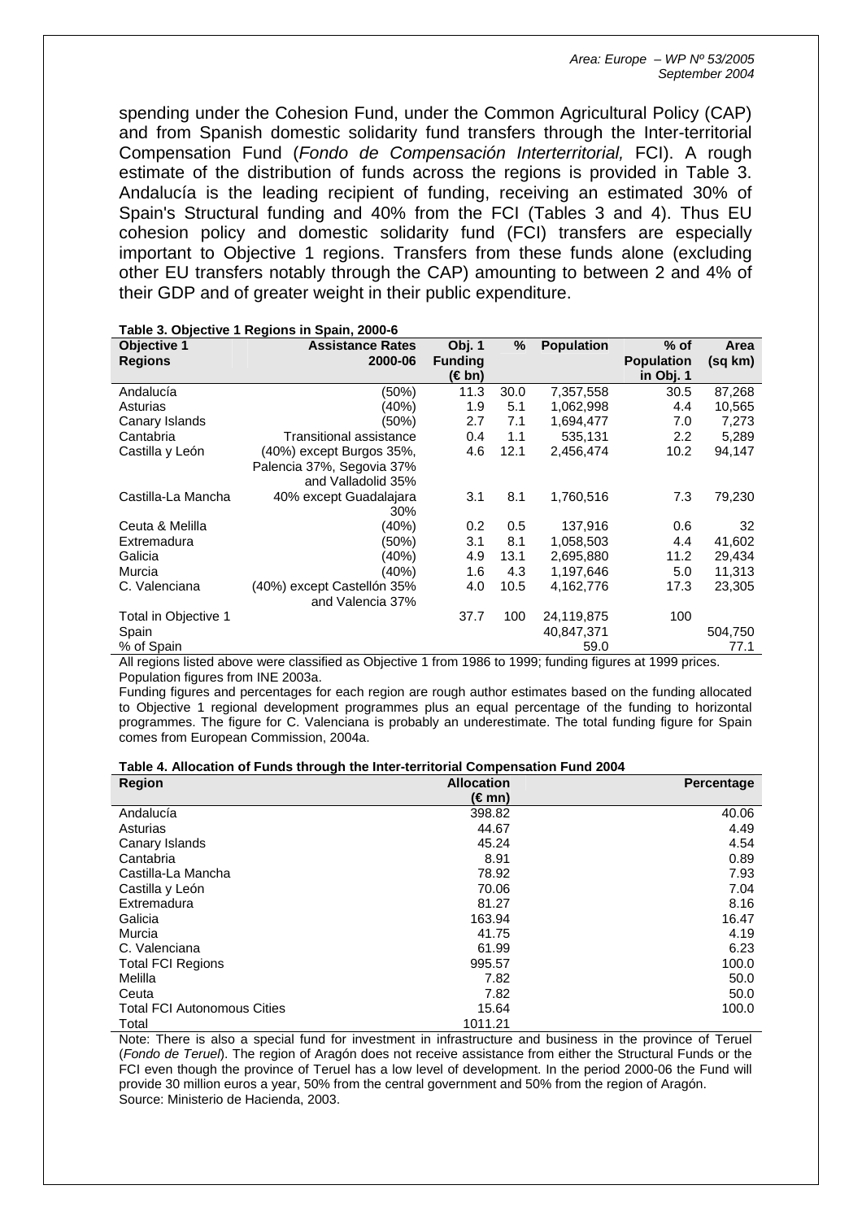spending under the Cohesion Fund, under the Common Agricultural Policy (CAP) and from Spanish domestic solidarity fund transfers through the Inter-territorial Compensation Fund (*Fondo de Compensación Interterritorial,* FCI). A rough estimate of the distribution of funds across the regions is provided in Table 3. Andalucía is the leading recipient of funding, receiving an estimated 30% of Spain's Structural funding and 40% from the FCI (Tables 3 and 4). Thus EU cohesion policy and domestic solidarity fund (FCI) transfers are especially important to Objective 1 regions. Transfers from these funds alone (excluding other EU transfers notably through the CAP) amounting to between 2 and 4% of their GDP and of greater weight in their public expenditure.

**Table 3. Objective 1 Regions in Spain, 2000-6**

| Objective 1 Regions | Assistance Rates 2000-06 | Obj. 1 Funding (€ bn) | % | Population | % of Population in Obj. 1 | Area (sq km) |
|---|---|---|---|---|---|---|
| Andalucía | (50%) | 11.3 | 30.0 | 7,357,558 | 30.5 | 87,268 |
| Asturias | (40%) | 1.9 | 5.1 | 1,062,998 | 4.4 | 10,565 |
| Canary Islands | (50%) | 2.7 | 7.1 | 1,694,477 | 7.0 | 7,273 |
| Cantabria | Transitional assistance | 0.4 | 1.1 | 535,131 | 2.2 | 5,289 |
| Castilla y León | (40%) except Burgos 35%, Palencia 37%, Segovia 37% and Valladolid 35% | 4.6 | 12.1 | 2,456,474 | 10.2 | 94,147 |
| Castilla-La Mancha | 40% except Guadalajara 30% | 3.1 | 8.1 | 1,760,516 | 7.3 | 79,230 |
| Ceuta & Melilla | (40%) | 0.2 | 0.5 | 137,916 | 0.6 | 32 |
| Extremadura | (50%) | 3.1 | 8.1 | 1,058,503 | 4.4 | 41,602 |
| Galicia | (40%) | 4.9 | 13.1 | 2,695,880 | 11.2 | 29,434 |
| Murcia | (40%) | 1.6 | 4.3 | 1,197,646 | 5.0 | 11,313 |
| C. Valenciana | (40%) except Castellón 35% and Valencia 37% | 4.0 | 10.5 | 4,162,776 | 17.3 | 23,305 |
| Total in Objective 1 | | 37.7 | 100 | 24,119,875 | 100 | |
| Spain | | | | 40,847,371 | | 504,750 |
| % of Spain | | | | 59.0 | | 77.1 |

All regions listed above were classified as Objective 1 from 1986 to 1999; funding figures at 1999 prices. Population figures from INE 2003a.

Funding figures and percentages for each region are rough author estimates based on the funding allocated to Objective 1 regional development programmes plus an equal percentage of the funding to horizontal programmes. The figure for C. Valenciana is probably an underestimate. The total funding figure for Spain comes from European Commission, 2004a.

**Table 4. Allocation of Funds through the Inter-territorial Compensation Fund 2004**

| Region | Allocation (€ mn) | Percentage |
|---|---|---|
| Andalucía | 398.82 | 40.06 |
| Asturias | 44.67 | 4.49 |
| Canary Islands | 45.24 | 4.54 |
| Cantabria | 8.91 | 0.89 |
| Castilla-La Mancha | 78.92 | 7.93 |
| Castilla y León | 70.06 | 7.04 |
| Extremadura | 81.27 | 8.16 |
| Galicia | 163.94 | 16.47 |
| Murcia | 41.75 | 4.19 |
| C. Valenciana | 61.99 | 6.23 |
| Total FCI Regions | 995.57 | 100.0 |
| Melilla | 7.82 | 50.0 |
| Ceuta | 7.82 | 50.0 |
| Total FCI Autonomous Cities | 15.64 | 100.0 |
| Total | 1011.21 | |

Note: There is also a special fund for investment in infrastructure and business in the province of Teruel (*Fondo de Teruel*). The region of Aragón does not receive assistance from either the Structural Funds or the FCI even though the province of Teruel has a low level of development. In the period 2000-06 the Fund will provide 30 million euros a year, 50% from the central government and 50% from the region of Aragón.
Source: Ministerio de Hacienda, 2003.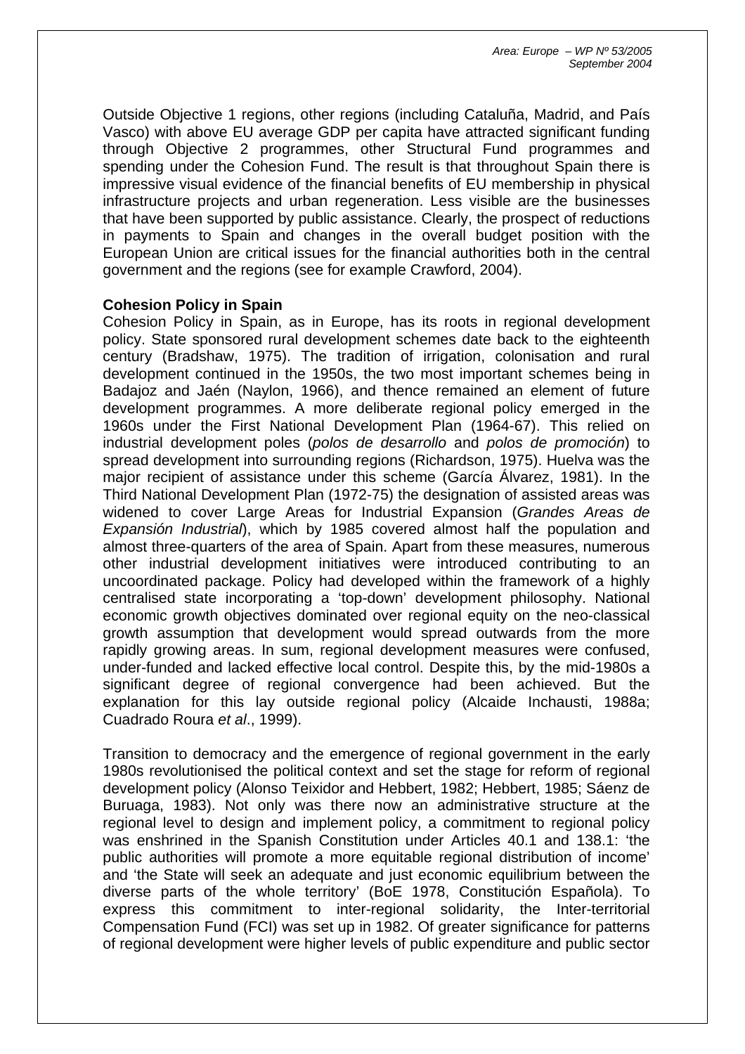Outside Objective 1 regions, other regions (including Cataluña, Madrid, and País Vasco) with above EU average GDP per capita have attracted significant funding through Objective 2 programmes, other Structural Fund programmes and spending under the Cohesion Fund. The result is that throughout Spain there is impressive visual evidence of the financial benefits of EU membership in physical infrastructure projects and urban regeneration. Less visible are the businesses that have been supported by public assistance. Clearly, the prospect of reductions in payments to Spain and changes in the overall budget position with the European Union are critical issues for the financial authorities both in the central government and the regions (see for example Crawford, 2004).

**Cohesion Policy in Spain**

Cohesion Policy in Spain, as in Europe, has its roots in regional development policy. State sponsored rural development schemes date back to the eighteenth century (Bradshaw, 1975). The tradition of irrigation, colonisation and rural development continued in the 1950s, the two most important schemes being in Badajoz and Jaén (Naylon, 1966), and thence remained an element of future development programmes. A more deliberate regional policy emerged in the 1960s under the First National Development Plan (1964-67). This relied on industrial development poles (*polos de desarrollo* and *polos de promoción*) to spread development into surrounding regions (Richardson, 1975). Huelva was the major recipient of assistance under this scheme (García Álvarez, 1981). In the Third National Development Plan (1972-75) the designation of assisted areas was widened to cover Large Areas for Industrial Expansion (*Grandes Areas de Expansión Industrial*), which by 1985 covered almost half the population and almost three-quarters of the area of Spain. Apart from these measures, numerous other industrial development initiatives were introduced contributing to an uncoordinated package. Policy had developed within the framework of a highly centralised state incorporating a 'top-down' development philosophy. National economic growth objectives dominated over regional equity on the neo-classical growth assumption that development would spread outwards from the more rapidly growing areas. In sum, regional development measures were confused, under-funded and lacked effective local control. Despite this, by the mid-1980s a significant degree of regional convergence had been achieved. But the explanation for this lay outside regional policy (Alcaide Inchausti, 1988a; Cuadrado Roura *et al*., 1999).

Transition to democracy and the emergence of regional government in the early 1980s revolutionised the political context and set the stage for reform of regional development policy (Alonso Teixidor and Hebbert, 1982; Hebbert, 1985; Sáenz de Buruaga, 1983). Not only was there now an administrative structure at the regional level to design and implement policy, a commitment to regional policy was enshrined in the Spanish Constitution under Articles 40.1 and 138.1: 'the public authorities will promote a more equitable regional distribution of income' and 'the State will seek an adequate and just economic equilibrium between the diverse parts of the whole territory' (BoE 1978, Constitución Española). To express this commitment to inter-regional solidarity, the Inter-territorial Compensation Fund (FCI) was set up in 1982. Of greater significance for patterns of regional development were higher levels of public expenditure and public sector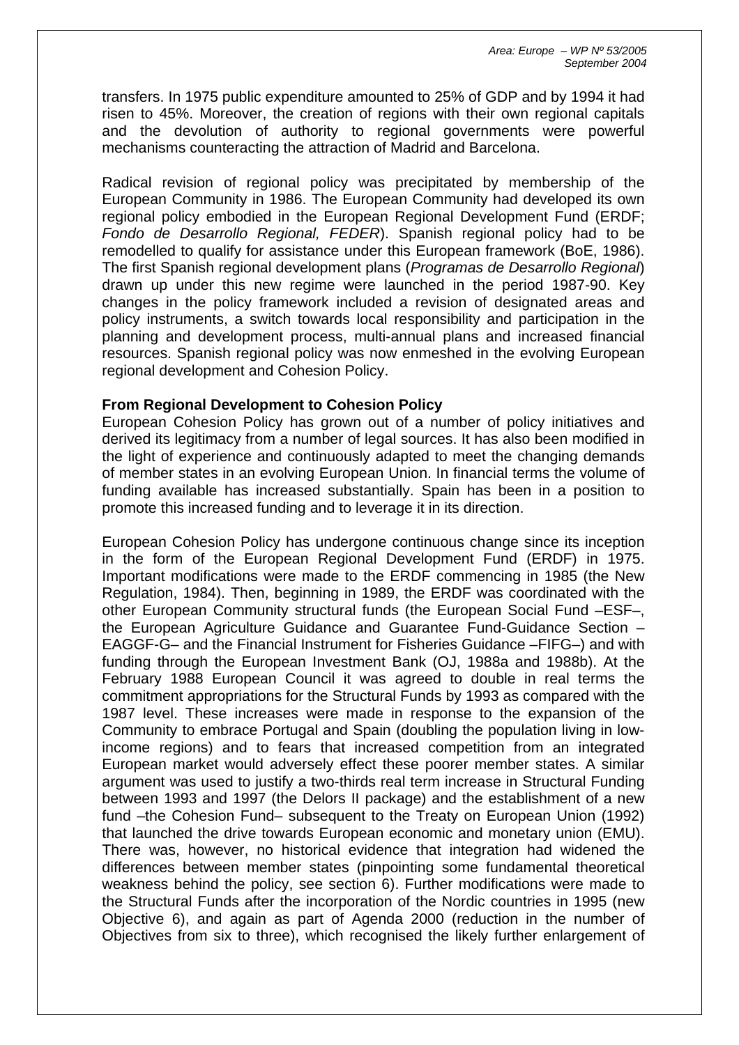transfers. In 1975 public expenditure amounted to 25% of GDP and by 1994 it had risen to 45%. Moreover, the creation of regions with their own regional capitals and the devolution of authority to regional governments were powerful mechanisms counteracting the attraction of Madrid and Barcelona.

Radical revision of regional policy was precipitated by membership of the European Community in 1986. The European Community had developed its own regional policy embodied in the European Regional Development Fund (ERDF; *Fondo de Desarrollo Regional, FEDER*). Spanish regional policy had to be remodelled to qualify for assistance under this European framework (BoE, 1986). The first Spanish regional development plans (*Programas de Desarrollo Regional*) drawn up under this new regime were launched in the period 1987-90. Key changes in the policy framework included a revision of designated areas and policy instruments, a switch towards local responsibility and participation in the planning and development process, multi-annual plans and increased financial resources. Spanish regional policy was now enmeshed in the evolving European regional development and Cohesion Policy.

**From Regional Development to Cohesion Policy**

European Cohesion Policy has grown out of a number of policy initiatives and derived its legitimacy from a number of legal sources. It has also been modified in the light of experience and continuously adapted to meet the changing demands of member states in an evolving European Union. In financial terms the volume of funding available has increased substantially. Spain has been in a position to promote this increased funding and to leverage it in its direction.

European Cohesion Policy has undergone continuous change since its inception in the form of the European Regional Development Fund (ERDF) in 1975. Important modifications were made to the ERDF commencing in 1985 (the New Regulation, 1984). Then, beginning in 1989, the ERDF was coordinated with the other European Community structural funds (the European Social Fund –ESF–, the European Agriculture Guidance and Guarantee Fund-Guidance Section –EAGGF-G– and the Financial Instrument for Fisheries Guidance –FIFG–) and with funding through the European Investment Bank (OJ, 1988a and 1988b). At the February 1988 European Council it was agreed to double in real terms the commitment appropriations for the Structural Funds by 1993 as compared with the 1987 level. These increases were made in response to the expansion of the Community to embrace Portugal and Spain (doubling the population living in low-income regions) and to fears that increased competition from an integrated European market would adversely effect these poorer member states. A similar argument was used to justify a two-thirds real term increase in Structural Funding between 1993 and 1997 (the Delors II package) and the establishment of a new fund –the Cohesion Fund– subsequent to the Treaty on European Union (1992) that launched the drive towards European economic and monetary union (EMU). There was, however, no historical evidence that integration had widened the differences between member states (pinpointing some fundamental theoretical weakness behind the policy, see section 6). Further modifications were made to the Structural Funds after the incorporation of the Nordic countries in 1995 (new Objective 6), and again as part of Agenda 2000 (reduction in the number of Objectives from six to three), which recognised the likely further enlargement of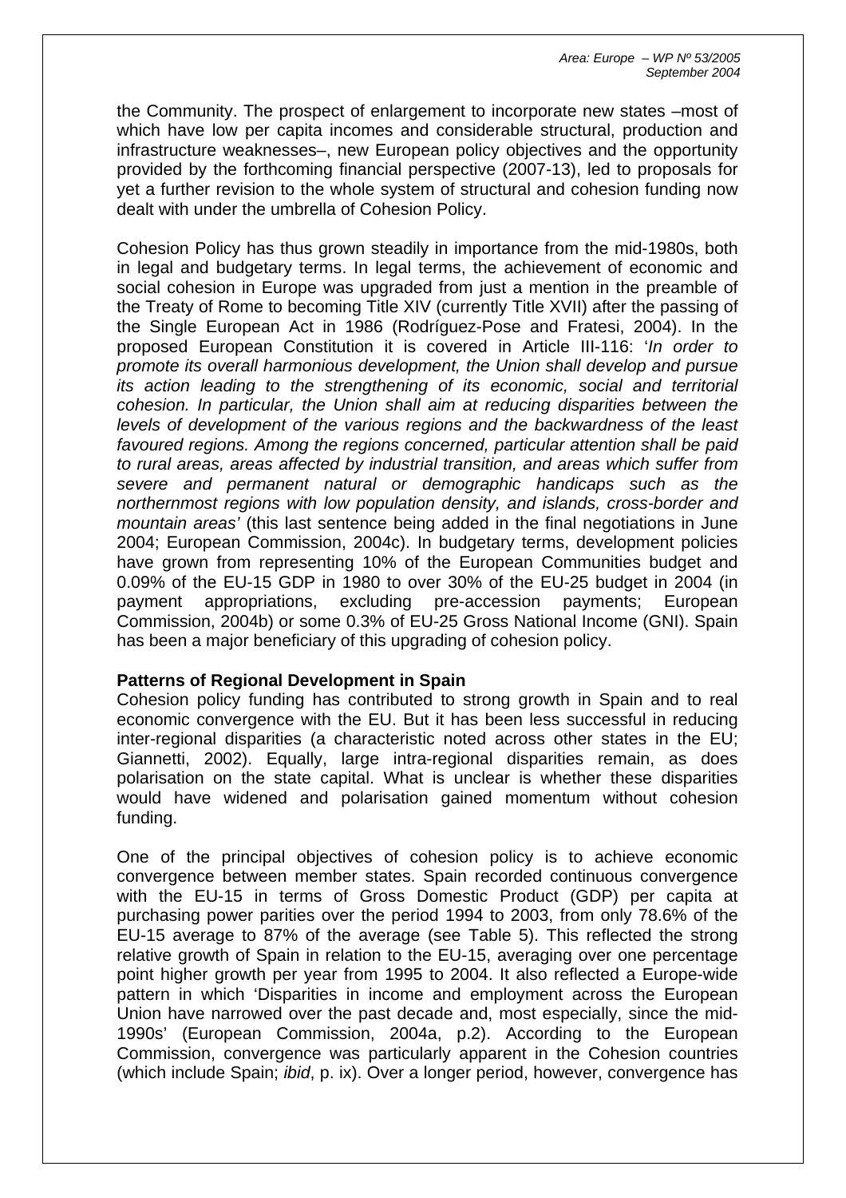the Community. The prospect of enlargement to incorporate new states –most of which have low per capita incomes and considerable structural, production and infrastructure weaknesses–, new European policy objectives and the opportunity provided by the forthcoming financial perspective (2007-13), led to proposals for yet a further revision to the whole system of structural and cohesion funding now dealt with under the umbrella of Cohesion Policy.

Cohesion Policy has thus grown steadily in importance from the mid-1980s, both in legal and budgetary terms. In legal terms, the achievement of economic and social cohesion in Europe was upgraded from just a mention in the preamble of the Treaty of Rome to becoming Title XIV (currently Title XVII) after the passing of the Single European Act in 1986 (Rodríguez-Pose and Fratesi, 2004). In the proposed European Constitution it is covered in Article III-116: '*In order to promote its overall harmonious development, the Union shall develop and pursue its action leading to the strengthening of its economic, social and territorial cohesion. In particular, the Union shall aim at reducing disparities between the levels of development of the various regions and the backwardness of the least favoured regions. Among the regions concerned, particular attention shall be paid to rural areas, areas affected by industrial transition, and areas which suffer from severe and permanent natural or demographic handicaps such as the northernmost regions with low population density, and islands, cross-border and mountain areas'* (this last sentence being added in the final negotiations in June 2004; European Commission, 2004c). In budgetary terms, development policies have grown from representing 10% of the European Communities budget and 0.09% of the EU-15 GDP in 1980 to over 30% of the EU-25 budget in 2004 (in payment appropriations, excluding pre-accession payments; European Commission, 2004b) or some 0.3% of EU-25 Gross National Income (GNI). Spain has been a major beneficiary of this upgrading of cohesion policy.

**Patterns of Regional Development in Spain**

Cohesion policy funding has contributed to strong growth in Spain and to real economic convergence with the EU. But it has been less successful in reducing inter-regional disparities (a characteristic noted across other states in the EU; Giannetti, 2002). Equally, large intra-regional disparities remain, as does polarisation on the state capital. What is unclear is whether these disparities would have widened and polarisation gained momentum without cohesion funding.

One of the principal objectives of cohesion policy is to achieve economic convergence between member states. Spain recorded continuous convergence with the EU-15 in terms of Gross Domestic Product (GDP) per capita at purchasing power parities over the period 1994 to 2003, from only 78.6% of the EU-15 average to 87% of the average (see Table 5). This reflected the strong relative growth of Spain in relation to the EU-15, averaging over one percentage point higher growth per year from 1995 to 2004. It also reflected a Europe-wide pattern in which 'Disparities in income and employment across the European Union have narrowed over the past decade and, most especially, since the mid-1990s' (European Commission, 2004a, p.2). According to the European Commission, convergence was particularly apparent in the Cohesion countries (which include Spain; *ibid*, p. ix). Over a longer period, however, convergence has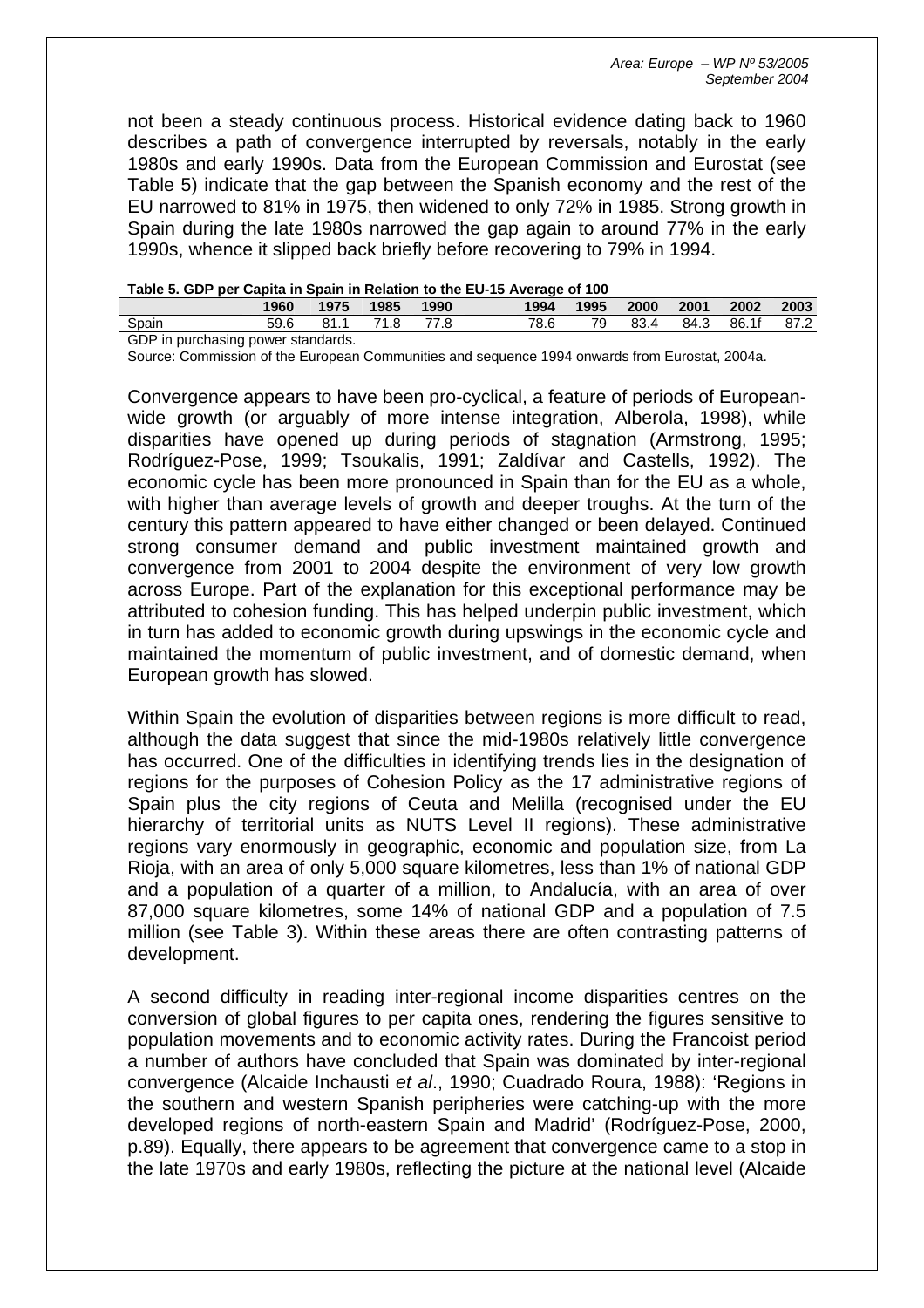not been a steady continuous process. Historical evidence dating back to 1960 describes a path of convergence interrupted by reversals, notably in the early 1980s and early 1990s. Data from the European Commission and Eurostat (see Table 5) indicate that the gap between the Spanish economy and the rest of the EU narrowed to 81% in 1975, then widened to only 72% in 1985. Strong growth in Spain during the late 1980s narrowed the gap again to around 77% in the early 1990s, whence it slipped back briefly before recovering to 79% in 1994.

**Table 5. GDP per Capita in Spain in Relation to the EU-15 Average of 100**

| | 1960 | 1975 | 1985 | 1990 | 1994 | 1995 | 2000 | 2001 | 2002 | 2003 |
|---|---|---|---|---|---|---|---|---|---|---|
| Spain | 59.6 | 81.1 | 71.8 | 77.8 | 78.6 | 79 | 83.4 | 84.3 | 86.1f | 87.2 |

GDP in purchasing power standards.

Source: Commission of the European Communities and sequence 1994 onwards from Eurostat, 2004a.

Convergence appears to have been pro-cyclical, a feature of periods of European-wide growth (or arguably of more intense integration, Alberola, 1998), while disparities have opened up during periods of stagnation (Armstrong, 1995; Rodríguez-Pose, 1999; Tsoukalis, 1991; Zaldívar and Castells, 1992). The economic cycle has been more pronounced in Spain than for the EU as a whole, with higher than average levels of growth and deeper troughs. At the turn of the century this pattern appeared to have either changed or been delayed. Continued strong consumer demand and public investment maintained growth and convergence from 2001 to 2004 despite the environment of very low growth across Europe. Part of the explanation for this exceptional performance may be attributed to cohesion funding. This has helped underpin public investment, which in turn has added to economic growth during upswings in the economic cycle and maintained the momentum of public investment, and of domestic demand, when European growth has slowed.

Within Spain the evolution of disparities between regions is more difficult to read, although the data suggest that since the mid-1980s relatively little convergence has occurred. One of the difficulties in identifying trends lies in the designation of regions for the purposes of Cohesion Policy as the 17 administrative regions of Spain plus the city regions of Ceuta and Melilla (recognised under the EU hierarchy of territorial units as NUTS Level II regions). These administrative regions vary enormously in geographic, economic and population size, from La Rioja, with an area of only 5,000 square kilometres, less than 1% of national GDP and a population of a quarter of a million, to Andalucía, with an area of over 87,000 square kilometres, some 14% of national GDP and a population of 7.5 million (see Table 3). Within these areas there are often contrasting patterns of development.

A second difficulty in reading inter-regional income disparities centres on the conversion of global figures to per capita ones, rendering the figures sensitive to population movements and to economic activity rates. During the Francoist period a number of authors have concluded that Spain was dominated by inter-regional convergence (Alcaide Inchausti *et al*., 1990; Cuadrado Roura, 1988): 'Regions in the southern and western Spanish peripheries were catching-up with the more developed regions of north-eastern Spain and Madrid' (Rodríguez-Pose, 2000, p.89). Equally, there appears to be agreement that convergence came to a stop in the late 1970s and early 1980s, reflecting the picture at the national level (Alcaide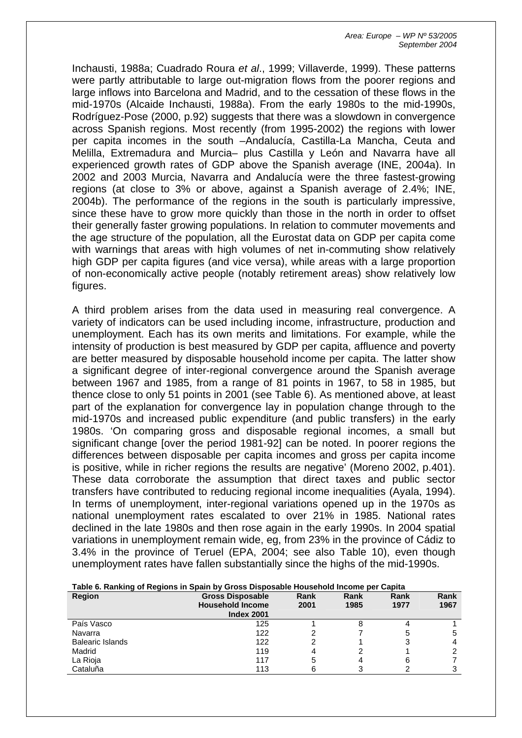Inchausti, 1988a; Cuadrado Roura *et al*., 1999; Villaverde, 1999). These patterns were partly attributable to large out-migration flows from the poorer regions and large inflows into Barcelona and Madrid, and to the cessation of these flows in the mid-1970s (Alcaide Inchausti, 1988a). From the early 1980s to the mid-1990s, Rodríguez-Pose (2000, p.92) suggests that there was a slowdown in convergence across Spanish regions. Most recently (from 1995-2002) the regions with lower per capita incomes in the south –Andalucía, Castilla-La Mancha, Ceuta and Melilla, Extremadura and Murcia– plus Castilla y León and Navarra have all experienced growth rates of GDP above the Spanish average (INE, 2004a). In 2002 and 2003 Murcia, Navarra and Andalucía were the three fastest-growing regions (at close to 3% or above, against a Spanish average of 2.4%; INE, 2004b). The performance of the regions in the south is particularly impressive, since these have to grow more quickly than those in the north in order to offset their generally faster growing populations. In relation to commuter movements and the age structure of the population, all the Eurostat data on GDP per capita come with warnings that areas with high volumes of net in-commuting show relatively high GDP per capita figures (and vice versa), while areas with a large proportion of non-economically active people (notably retirement areas) show relatively low figures.

A third problem arises from the data used in measuring real convergence. A variety of indicators can be used including income, infrastructure, production and unemployment. Each has its own merits and limitations. For example, while the intensity of production is best measured by GDP per capita, affluence and poverty are better measured by disposable household income per capita. The latter show a significant degree of inter-regional convergence around the Spanish average between 1967 and 1985, from a range of 81 points in 1967, to 58 in 1985, but thence close to only 51 points in 2001 (see Table 6). As mentioned above, at least part of the explanation for convergence lay in population change through to the mid-1970s and increased public expenditure (and public transfers) in the early 1980s. 'On comparing gross and disposable regional incomes, a small but significant change [over the period 1981-92] can be noted. In poorer regions the differences between disposable per capita incomes and gross per capita income is positive, while in richer regions the results are negative' (Moreno 2002, p.401). These data corroborate the assumption that direct taxes and public sector transfers have contributed to reducing regional income inequalities (Ayala, 1994). In terms of unemployment, inter-regional variations opened up in the 1970s as national unemployment rates escalated to over 21% in 1985. National rates declined in the late 1980s and then rose again in the early 1990s. In 2004 spatial variations in unemployment remain wide, eg, from 23% in the province of Cádiz to 3.4% in the province of Teruel (EPA, 2004; see also Table 10), even though unemployment rates have fallen substantially since the highs of the mid-1990s.

**Table 6. Ranking of Regions in Spain by Gross Disposable Household Income per Capita**

| Region | Gross Disposable Household Income Index 2001 | Rank 2001 | Rank 1985 | Rank 1977 | Rank 1967 |
|---|---|---|---|---|---|
| País Vasco | 125 | 1 | 8 | 4 | 1 |
| Navarra | 122 | 2 | 7 | 5 | 5 |
| Balearic Islands | 122 | 2 | 1 | 3 | 4 |
| Madrid | 119 | 4 | 2 | 1 | 2 |
| La Rioja | 117 | 5 | 4 | 6 | 7 |
| Cataluña | 113 | 6 | 3 | 2 | 3 |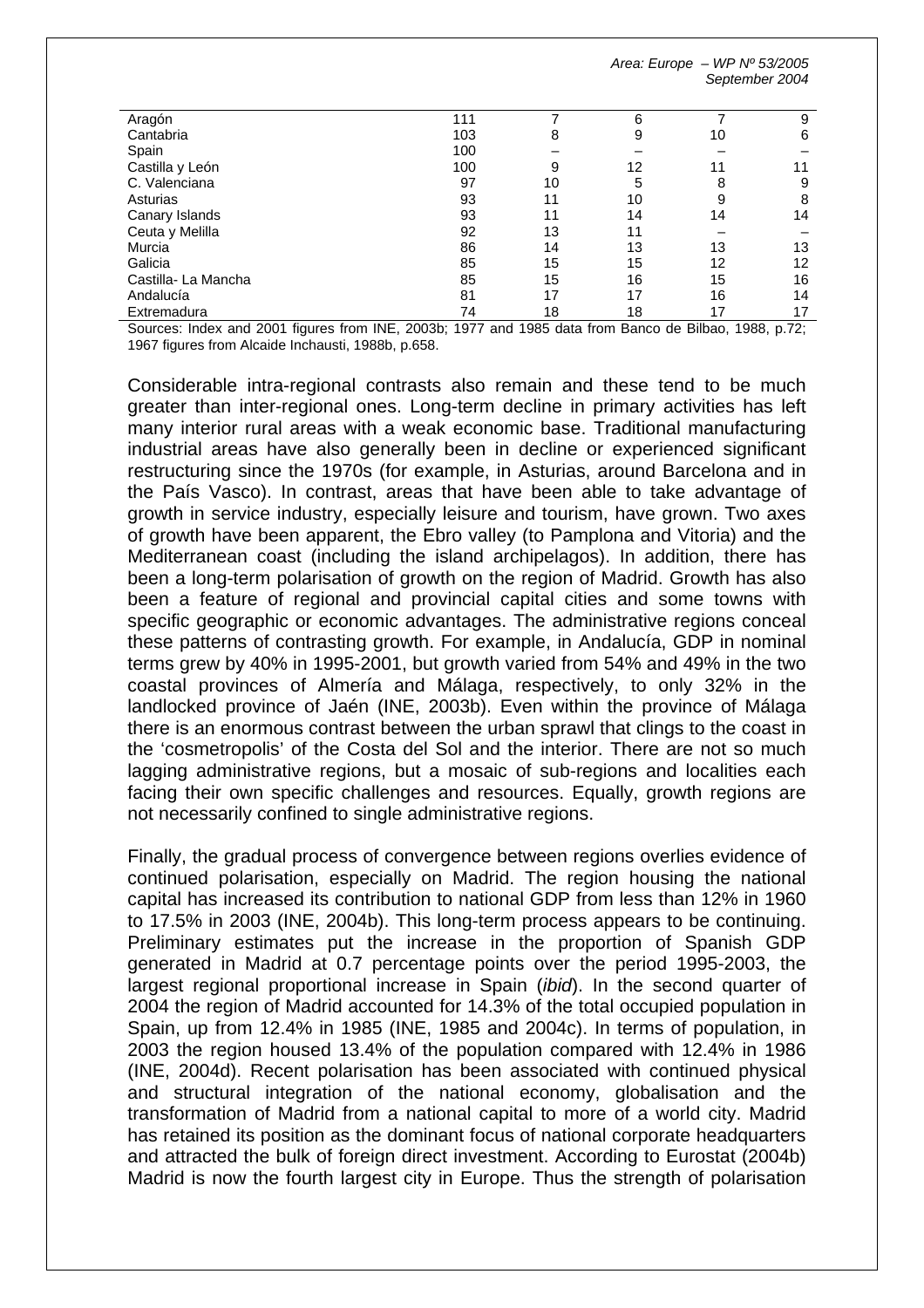| | | | | | |
|---|---|---|---|---|---|
| Aragón | 111 | 7 | 6 | 7 | 9 |
| Cantabria | 103 | 8 | 9 | 10 | 6 |
| Spain | 100 | – | – | – | – |
| Castilla y León | 100 | 9 | 12 | 11 | 11 |
| C. Valenciana | 97 | 10 | 5 | 8 | 9 |
| Asturias | 93 | 11 | 10 | 9 | 8 |
| Canary Islands | 93 | 11 | 14 | 14 | 14 |
| Ceuta y Melilla | 92 | 13 | 11 | – | – |
| Murcia | 86 | 14 | 13 | 13 | 13 |
| Galicia | 85 | 15 | 15 | 12 | 12 |
| Castilla- La Mancha | 85 | 15 | 16 | 15 | 16 |
| Andalucía | 81 | 17 | 17 | 16 | 14 |
| Extremadura | 74 | 18 | 18 | 17 | 17 |

Sources: Index and 2001 figures from INE, 2003b; 1977 and 1985 data from Banco de Bilbao, 1988, p.72; 1967 figures from Alcaide Inchausti, 1988b, p.658.

Considerable intra-regional contrasts also remain and these tend to be much greater than inter-regional ones. Long-term decline in primary activities has left many interior rural areas with a weak economic base. Traditional manufacturing industrial areas have also generally been in decline or experienced significant restructuring since the 1970s (for example, in Asturias, around Barcelona and in the País Vasco). In contrast, areas that have been able to take advantage of growth in service industry, especially leisure and tourism, have grown. Two axes of growth have been apparent, the Ebro valley (to Pamplona and Vitoria) and the Mediterranean coast (including the island archipelagos). In addition, there has been a long-term polarisation of growth on the region of Madrid. Growth has also been a feature of regional and provincial capital cities and some towns with specific geographic or economic advantages. The administrative regions conceal these patterns of contrasting growth. For example, in Andalucía, GDP in nominal terms grew by 40% in 1995-2001, but growth varied from 54% and 49% in the two coastal provinces of Almería and Málaga, respectively, to only 32% in the landlocked province of Jaén (INE, 2003b). Even within the province of Málaga there is an enormous contrast between the urban sprawl that clings to the coast in the 'cosmetropolis' of the Costa del Sol and the interior. There are not so much lagging administrative regions, but a mosaic of sub-regions and localities each facing their own specific challenges and resources. Equally, growth regions are not necessarily confined to single administrative regions.

Finally, the gradual process of convergence between regions overlies evidence of continued polarisation, especially on Madrid. The region housing the national capital has increased its contribution to national GDP from less than 12% in 1960 to 17.5% in 2003 (INE, 2004b). This long-term process appears to be continuing. Preliminary estimates put the increase in the proportion of Spanish GDP generated in Madrid at 0.7 percentage points over the period 1995-2003, the largest regional proportional increase in Spain (*ibid*). In the second quarter of 2004 the region of Madrid accounted for 14.3% of the total occupied population in Spain, up from 12.4% in 1985 (INE, 1985 and 2004c). In terms of population, in 2003 the region housed 13.4% of the population compared with 12.4% in 1986 (INE, 2004d). Recent polarisation has been associated with continued physical and structural integration of the national economy, globalisation and the transformation of Madrid from a national capital to more of a world city. Madrid has retained its position as the dominant focus of national corporate headquarters and attracted the bulk of foreign direct investment. According to Eurostat (2004b) Madrid is now the fourth largest city in Europe. Thus the strength of polarisation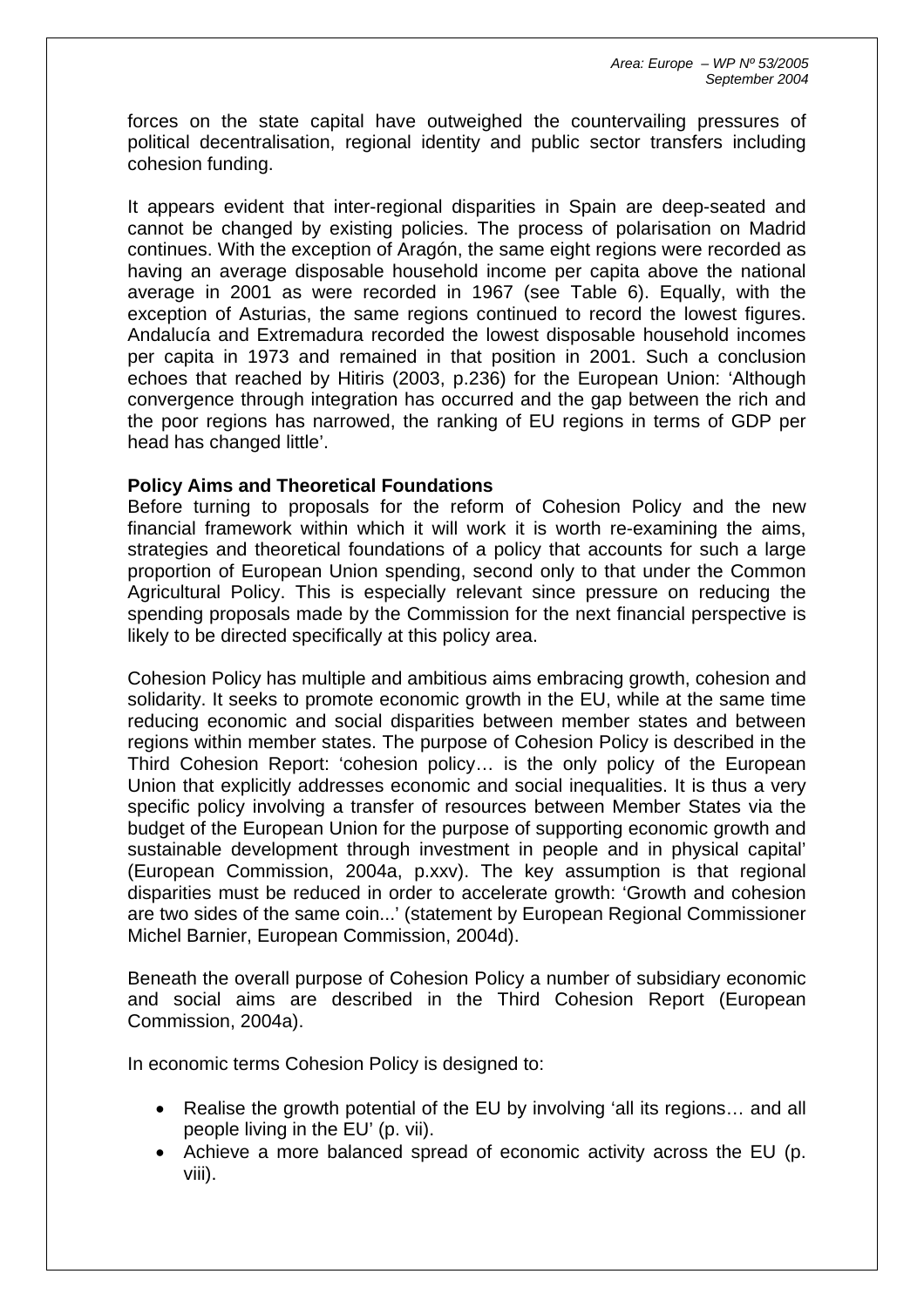forces on the state capital have outweighed the countervailing pressures of political decentralisation, regional identity and public sector transfers including cohesion funding.

It appears evident that inter-regional disparities in Spain are deep-seated and cannot be changed by existing policies. The process of polarisation on Madrid continues. With the exception of Aragón, the same eight regions were recorded as having an average disposable household income per capita above the national average in 2001 as were recorded in 1967 (see Table 6). Equally, with the exception of Asturias, the same regions continued to record the lowest figures. Andalucía and Extremadura recorded the lowest disposable household incomes per capita in 1973 and remained in that position in 2001. Such a conclusion echoes that reached by Hitiris (2003, p.236) for the European Union: 'Although convergence through integration has occurred and the gap between the rich and the poor regions has narrowed, the ranking of EU regions in terms of GDP per head has changed little'.

**Policy Aims and Theoretical Foundations**

Before turning to proposals for the reform of Cohesion Policy and the new financial framework within which it will work it is worth re-examining the aims, strategies and theoretical foundations of a policy that accounts for such a large proportion of European Union spending, second only to that under the Common Agricultural Policy. This is especially relevant since pressure on reducing the spending proposals made by the Commission for the next financial perspective is likely to be directed specifically at this policy area.

Cohesion Policy has multiple and ambitious aims embracing growth, cohesion and solidarity. It seeks to promote economic growth in the EU, while at the same time reducing economic and social disparities between member states and between regions within member states. The purpose of Cohesion Policy is described in the Third Cohesion Report: 'cohesion policy… is the only policy of the European Union that explicitly addresses economic and social inequalities. It is thus a very specific policy involving a transfer of resources between Member States via the budget of the European Union for the purpose of supporting economic growth and sustainable development through investment in people and in physical capital' (European Commission, 2004a, p.xxv). The key assumption is that regional disparities must be reduced in order to accelerate growth: 'Growth and cohesion are two sides of the same coin...' (statement by European Regional Commissioner Michel Barnier, European Commission, 2004d).

Beneath the overall purpose of Cohesion Policy a number of subsidiary economic and social aims are described in the Third Cohesion Report (European Commission, 2004a).

In economic terms Cohesion Policy is designed to:

- Realise the growth potential of the EU by involving 'all its regions… and all people living in the EU' (p. vii).
- Achieve a more balanced spread of economic activity across the EU (p. viii).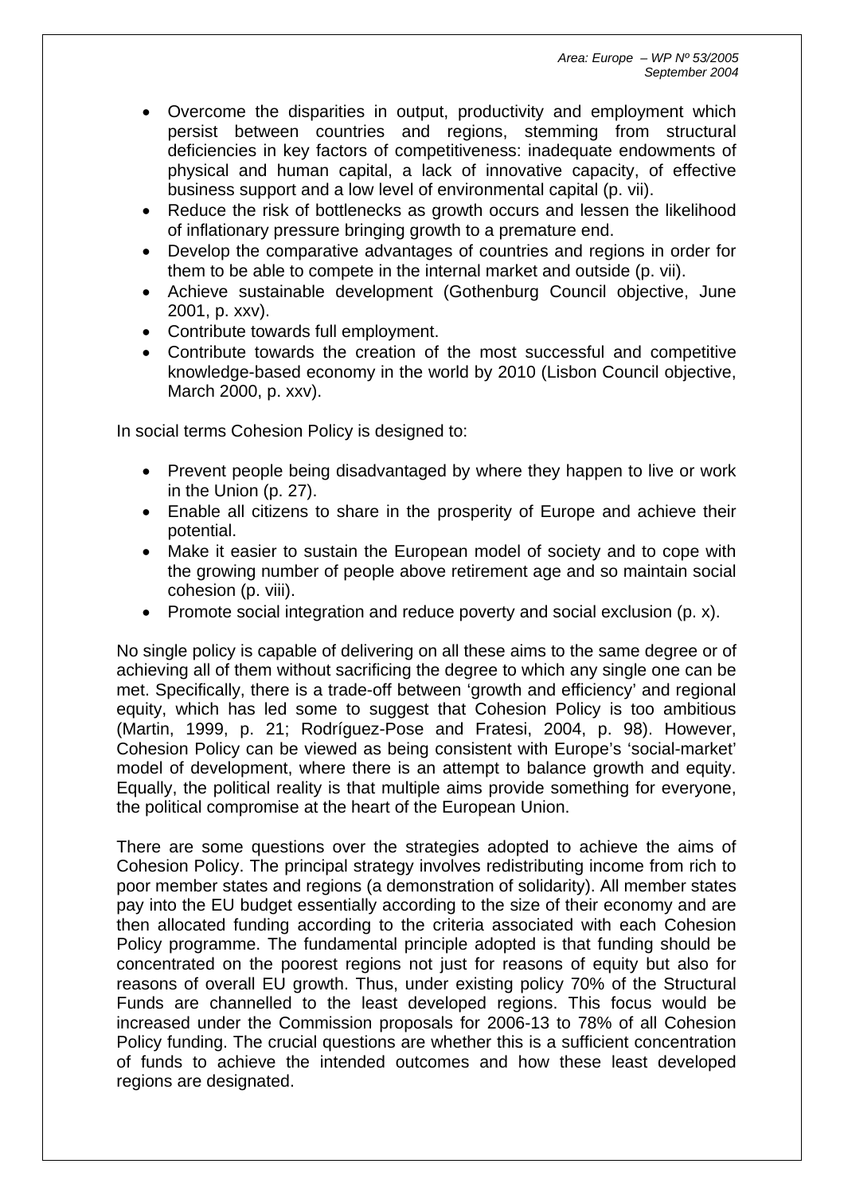- Overcome the disparities in output, productivity and employment which persist between countries and regions, stemming from structural deficiencies in key factors of competitiveness: inadequate endowments of physical and human capital, a lack of innovative capacity, of effective business support and a low level of environmental capital (p. vii).
- Reduce the risk of bottlenecks as growth occurs and lessen the likelihood of inflationary pressure bringing growth to a premature end.
- Develop the comparative advantages of countries and regions in order for them to be able to compete in the internal market and outside (p. vii).
- Achieve sustainable development (Gothenburg Council objective, June 2001, p. xxv).
- Contribute towards full employment.
- Contribute towards the creation of the most successful and competitive knowledge-based economy in the world by 2010 (Lisbon Council objective, March 2000, p. xxv).

In social terms Cohesion Policy is designed to:

- Prevent people being disadvantaged by where they happen to live or work in the Union (p. 27).
- Enable all citizens to share in the prosperity of Europe and achieve their potential.
- Make it easier to sustain the European model of society and to cope with the growing number of people above retirement age and so maintain social cohesion (p. viii).
- Promote social integration and reduce poverty and social exclusion (p. x).

No single policy is capable of delivering on all these aims to the same degree or of achieving all of them without sacrificing the degree to which any single one can be met. Specifically, there is a trade-off between 'growth and efficiency' and regional equity, which has led some to suggest that Cohesion Policy is too ambitious (Martin, 1999, p. 21; Rodríguez-Pose and Fratesi, 2004, p. 98). However, Cohesion Policy can be viewed as being consistent with Europe's 'social-market' model of development, where there is an attempt to balance growth and equity. Equally, the political reality is that multiple aims provide something for everyone, the political compromise at the heart of the European Union.

There are some questions over the strategies adopted to achieve the aims of Cohesion Policy. The principal strategy involves redistributing income from rich to poor member states and regions (a demonstration of solidarity). All member states pay into the EU budget essentially according to the size of their economy and are then allocated funding according to the criteria associated with each Cohesion Policy programme. The fundamental principle adopted is that funding should be concentrated on the poorest regions not just for reasons of equity but also for reasons of overall EU growth. Thus, under existing policy 70% of the Structural Funds are channelled to the least developed regions. This focus would be increased under the Commission proposals for 2006-13 to 78% of all Cohesion Policy funding. The crucial questions are whether this is a sufficient concentration of funds to achieve the intended outcomes and how these least developed regions are designated.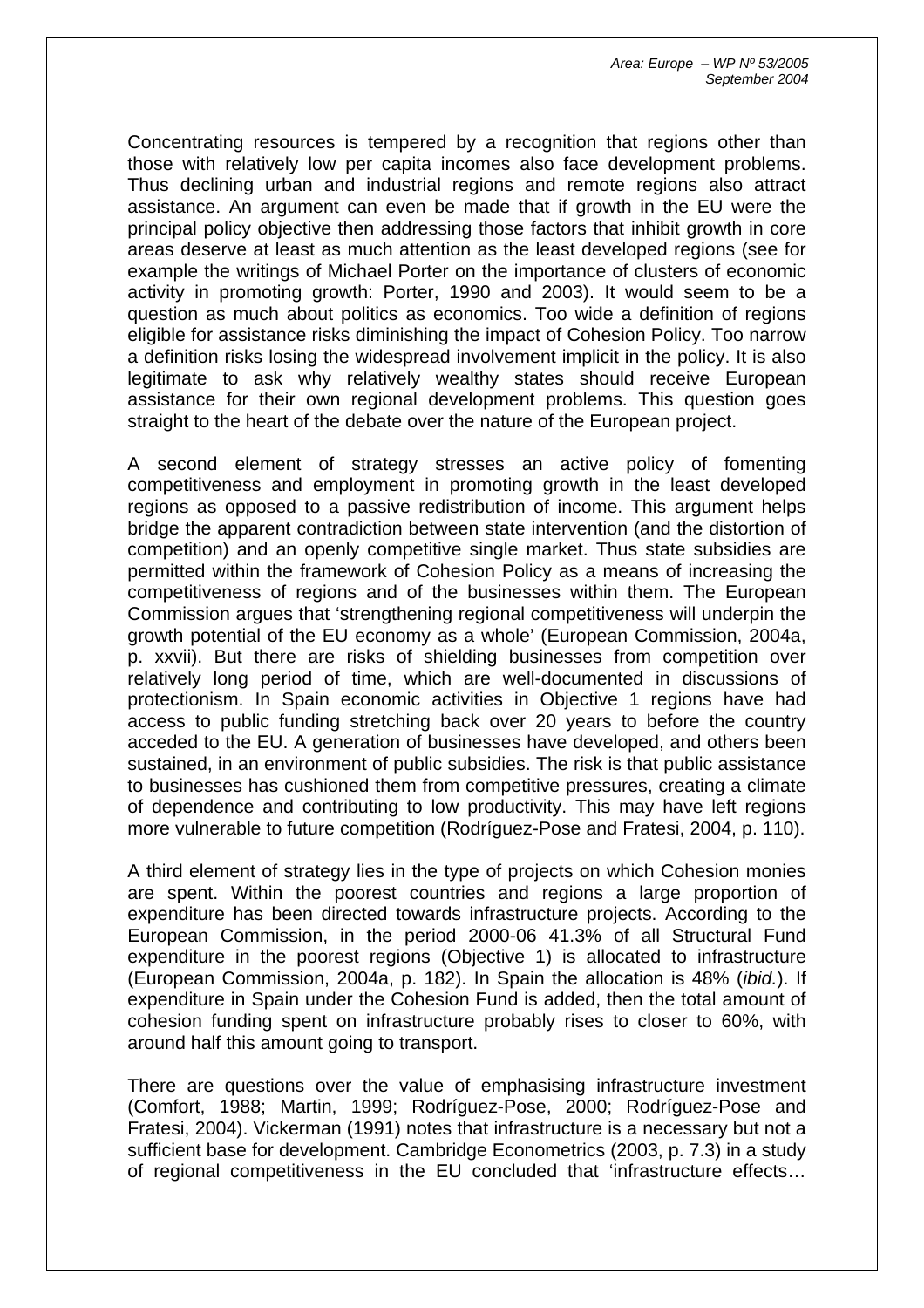Concentrating resources is tempered by a recognition that regions other than those with relatively low per capita incomes also face development problems. Thus declining urban and industrial regions and remote regions also attract assistance. An argument can even be made that if growth in the EU were the principal policy objective then addressing those factors that inhibit growth in core areas deserve at least as much attention as the least developed regions (see for example the writings of Michael Porter on the importance of clusters of economic activity in promoting growth: Porter, 1990 and 2003). It would seem to be a question as much about politics as economics. Too wide a definition of regions eligible for assistance risks diminishing the impact of Cohesion Policy. Too narrow a definition risks losing the widespread involvement implicit in the policy. It is also legitimate to ask why relatively wealthy states should receive European assistance for their own regional development problems. This question goes straight to the heart of the debate over the nature of the European project.

A second element of strategy stresses an active policy of fomenting competitiveness and employment in promoting growth in the least developed regions as opposed to a passive redistribution of income. This argument helps bridge the apparent contradiction between state intervention (and the distortion of competition) and an openly competitive single market. Thus state subsidies are permitted within the framework of Cohesion Policy as a means of increasing the competitiveness of regions and of the businesses within them. The European Commission argues that 'strengthening regional competitiveness will underpin the growth potential of the EU economy as a whole' (European Commission, 2004a, p. xxvii). But there are risks of shielding businesses from competition over relatively long period of time, which are well-documented in discussions of protectionism. In Spain economic activities in Objective 1 regions have had access to public funding stretching back over 20 years to before the country acceded to the EU. A generation of businesses have developed, and others been sustained, in an environment of public subsidies. The risk is that public assistance to businesses has cushioned them from competitive pressures, creating a climate of dependence and contributing to low productivity. This may have left regions more vulnerable to future competition (Rodríguez-Pose and Fratesi, 2004, p. 110).

A third element of strategy lies in the type of projects on which Cohesion monies are spent. Within the poorest countries and regions a large proportion of expenditure has been directed towards infrastructure projects. According to the European Commission, in the period 2000-06 41.3% of all Structural Fund expenditure in the poorest regions (Objective 1) is allocated to infrastructure (European Commission, 2004a, p. 182). In Spain the allocation is 48% (*ibid.*). If expenditure in Spain under the Cohesion Fund is added, then the total amount of cohesion funding spent on infrastructure probably rises to closer to 60%, with around half this amount going to transport.

There are questions over the value of emphasising infrastructure investment (Comfort, 1988; Martin, 1999; Rodríguez-Pose, 2000; Rodríguez-Pose and Fratesi, 2004). Vickerman (1991) notes that infrastructure is a necessary but not a sufficient base for development. Cambridge Econometrics (2003, p. 7.3) in a study of regional competitiveness in the EU concluded that 'infrastructure effects…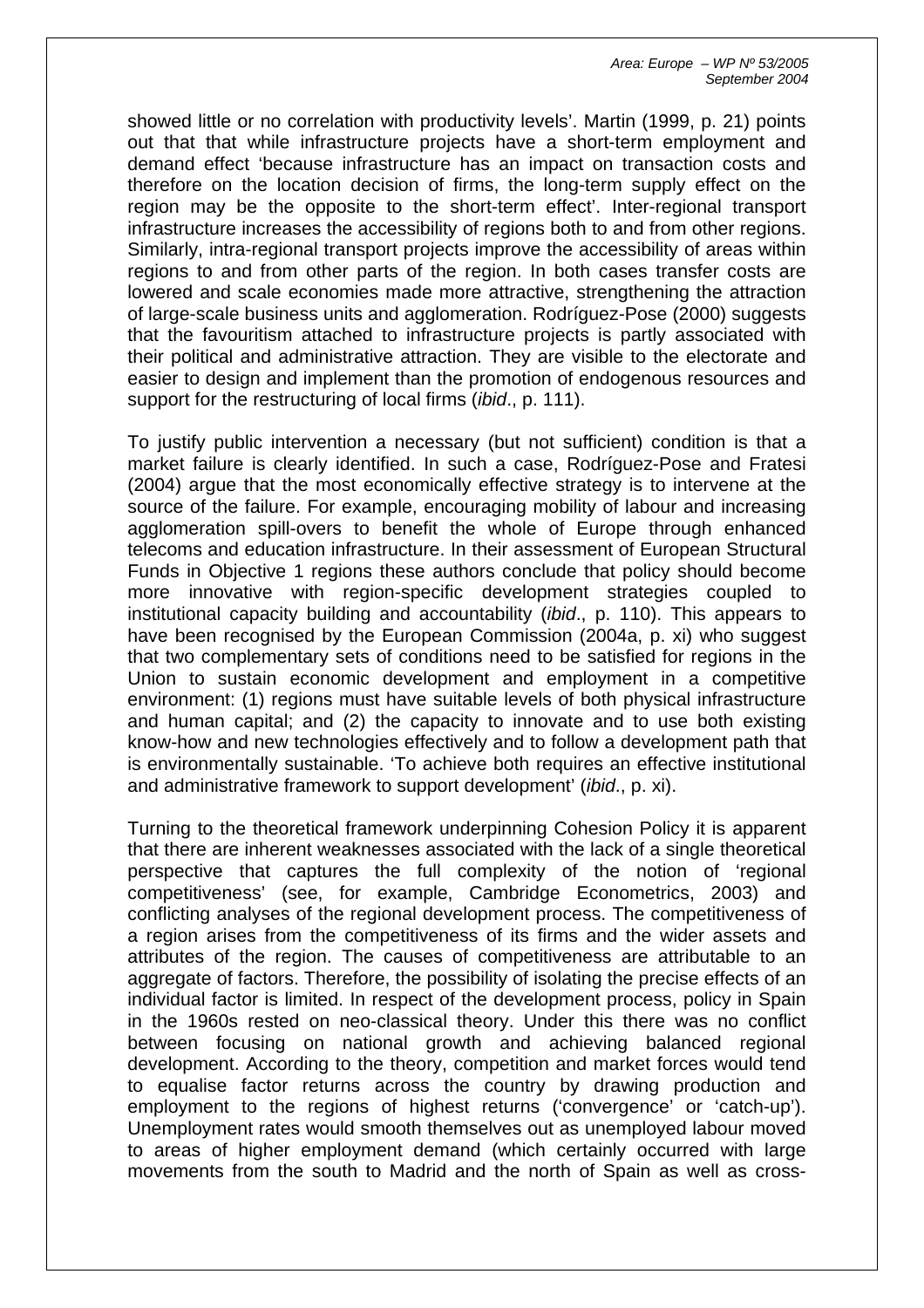showed little or no correlation with productivity levels'. Martin (1999, p. 21) points out that that while infrastructure projects have a short-term employment and demand effect 'because infrastructure has an impact on transaction costs and therefore on the location decision of firms, the long-term supply effect on the region may be the opposite to the short-term effect'. Inter-regional transport infrastructure increases the accessibility of regions both to and from other regions. Similarly, intra-regional transport projects improve the accessibility of areas within regions to and from other parts of the region. In both cases transfer costs are lowered and scale economies made more attractive, strengthening the attraction of large-scale business units and agglomeration. Rodríguez-Pose (2000) suggests that the favouritism attached to infrastructure projects is partly associated with their political and administrative attraction. They are visible to the electorate and easier to design and implement than the promotion of endogenous resources and support for the restructuring of local firms (*ibid*., p. 111).

To justify public intervention a necessary (but not sufficient) condition is that a market failure is clearly identified. In such a case, Rodríguez-Pose and Fratesi (2004) argue that the most economically effective strategy is to intervene at the source of the failure. For example, encouraging mobility of labour and increasing agglomeration spill-overs to benefit the whole of Europe through enhanced telecoms and education infrastructure. In their assessment of European Structural Funds in Objective 1 regions these authors conclude that policy should become more innovative with region-specific development strategies coupled to institutional capacity building and accountability (*ibid*., p. 110). This appears to have been recognised by the European Commission (2004a, p. xi) who suggest that two complementary sets of conditions need to be satisfied for regions in the Union to sustain economic development and employment in a competitive environment: (1) regions must have suitable levels of both physical infrastructure and human capital; and (2) the capacity to innovate and to use both existing know-how and new technologies effectively and to follow a development path that is environmentally sustainable. 'To achieve both requires an effective institutional and administrative framework to support development' (*ibid*., p. xi).

Turning to the theoretical framework underpinning Cohesion Policy it is apparent that there are inherent weaknesses associated with the lack of a single theoretical perspective that captures the full complexity of the notion of 'regional competitiveness' (see, for example, Cambridge Econometrics, 2003) and conflicting analyses of the regional development process. The competitiveness of a region arises from the competitiveness of its firms and the wider assets and attributes of the region. The causes of competitiveness are attributable to an aggregate of factors. Therefore, the possibility of isolating the precise effects of an individual factor is limited. In respect of the development process, policy in Spain in the 1960s rested on neo-classical theory. Under this there was no conflict between focusing on national growth and achieving balanced regional development. According to the theory, competition and market forces would tend to equalise factor returns across the country by drawing production and employment to the regions of highest returns ('convergence' or 'catch-up'). Unemployment rates would smooth themselves out as unemployed labour moved to areas of higher employment demand (which certainly occurred with large movements from the south to Madrid and the north of Spain as well as cross-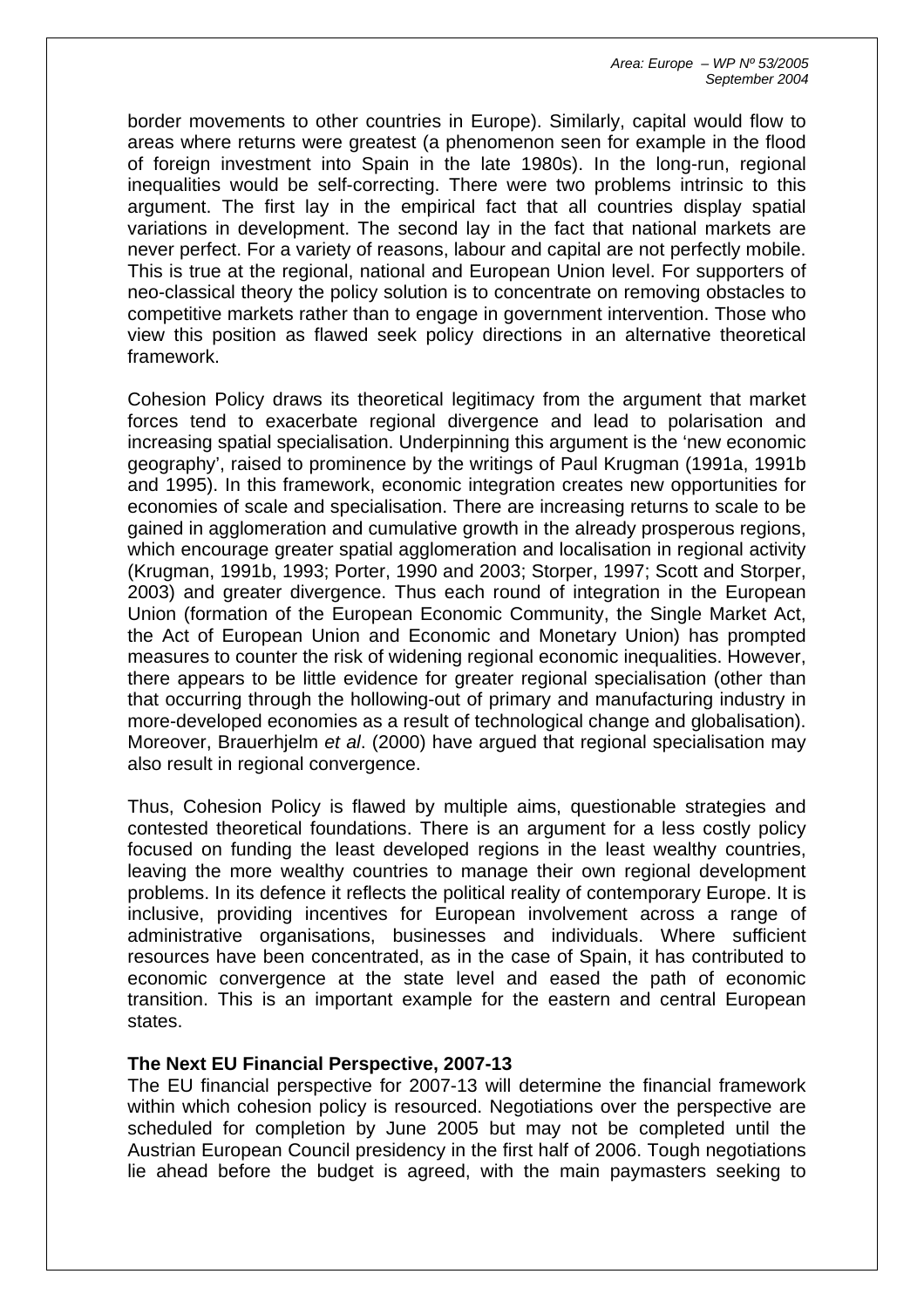border movements to other countries in Europe). Similarly, capital would flow to areas where returns were greatest (a phenomenon seen for example in the flood of foreign investment into Spain in the late 1980s). In the long-run, regional inequalities would be self-correcting. There were two problems intrinsic to this argument. The first lay in the empirical fact that all countries display spatial variations in development. The second lay in the fact that national markets are never perfect. For a variety of reasons, labour and capital are not perfectly mobile. This is true at the regional, national and European Union level. For supporters of neo-classical theory the policy solution is to concentrate on removing obstacles to competitive markets rather than to engage in government intervention. Those who view this position as flawed seek policy directions in an alternative theoretical framework.

Cohesion Policy draws its theoretical legitimacy from the argument that market forces tend to exacerbate regional divergence and lead to polarisation and increasing spatial specialisation. Underpinning this argument is the 'new economic geography', raised to prominence by the writings of Paul Krugman (1991a, 1991b and 1995). In this framework, economic integration creates new opportunities for economies of scale and specialisation. There are increasing returns to scale to be gained in agglomeration and cumulative growth in the already prosperous regions, which encourage greater spatial agglomeration and localisation in regional activity (Krugman, 1991b, 1993; Porter, 1990 and 2003; Storper, 1997; Scott and Storper, 2003) and greater divergence. Thus each round of integration in the European Union (formation of the European Economic Community, the Single Market Act, the Act of European Union and Economic and Monetary Union) has prompted measures to counter the risk of widening regional economic inequalities. However, there appears to be little evidence for greater regional specialisation (other than that occurring through the hollowing-out of primary and manufacturing industry in more-developed economies as a result of technological change and globalisation). Moreover, Brauerhjelm *et al*. (2000) have argued that regional specialisation may also result in regional convergence.

Thus, Cohesion Policy is flawed by multiple aims, questionable strategies and contested theoretical foundations. There is an argument for a less costly policy focused on funding the least developed regions in the least wealthy countries, leaving the more wealthy countries to manage their own regional development problems. In its defence it reflects the political reality of contemporary Europe. It is inclusive, providing incentives for European involvement across a range of administrative organisations, businesses and individuals. Where sufficient resources have been concentrated, as in the case of Spain, it has contributed to economic convergence at the state level and eased the path of economic transition. This is an important example for the eastern and central European states.

**The Next EU Financial Perspective, 2007-13**

The EU financial perspective for 2007-13 will determine the financial framework within which cohesion policy is resourced. Negotiations over the perspective are scheduled for completion by June 2005 but may not be completed until the Austrian European Council presidency in the first half of 2006. Tough negotiations lie ahead before the budget is agreed, with the main paymasters seeking to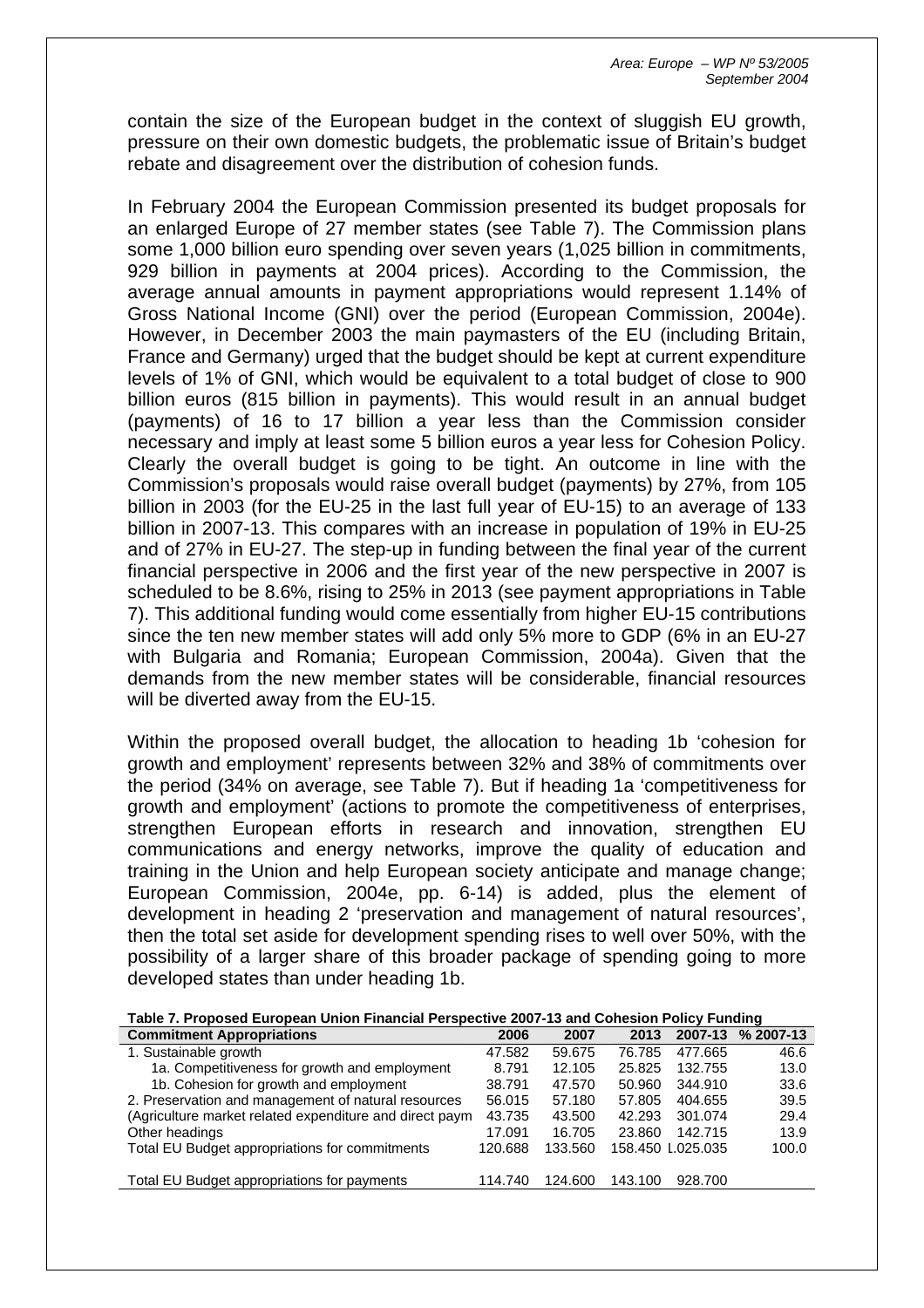contain the size of the European budget in the context of sluggish EU growth, pressure on their own domestic budgets, the problematic issue of Britain's budget rebate and disagreement over the distribution of cohesion funds.

In February 2004 the European Commission presented its budget proposals for an enlarged Europe of 27 member states (see Table 7). The Commission plans some 1,000 billion euro spending over seven years (1,025 billion in commitments, 929 billion in payments at 2004 prices). According to the Commission, the average annual amounts in payment appropriations would represent 1.14% of Gross National Income (GNI) over the period (European Commission, 2004e). However, in December 2003 the main paymasters of the EU (including Britain, France and Germany) urged that the budget should be kept at current expenditure levels of 1% of GNI, which would be equivalent to a total budget of close to 900 billion euros (815 billion in payments). This would result in an annual budget (payments) of 16 to 17 billion a year less than the Commission consider necessary and imply at least some 5 billion euros a year less for Cohesion Policy. Clearly the overall budget is going to be tight. An outcome in line with the Commission's proposals would raise overall budget (payments) by 27%, from 105 billion in 2003 (for the EU-25 in the last full year of EU-15) to an average of 133 billion in 2007-13. This compares with an increase in population of 19% in EU-25 and of 27% in EU-27. The step-up in funding between the final year of the current financial perspective in 2006 and the first year of the new perspective in 2007 is scheduled to be 8.6%, rising to 25% in 2013 (see payment appropriations in Table 7). This additional funding would come essentially from higher EU-15 contributions since the ten new member states will add only 5% more to GDP (6% in an EU-27 with Bulgaria and Romania; European Commission, 2004a). Given that the demands from the new member states will be considerable, financial resources will be diverted away from the EU-15.

Within the proposed overall budget, the allocation to heading 1b 'cohesion for growth and employment' represents between 32% and 38% of commitments over the period (34% on average, see Table 7). But if heading 1a 'competitiveness for growth and employment' (actions to promote the competitiveness of enterprises, strengthen European efforts in research and innovation, strengthen EU communications and energy networks, improve the quality of education and training in the Union and help European society anticipate and manage change; European Commission, 2004e, pp. 6-14) is added, plus the element of development in heading 2 'preservation and management of natural resources', then the total set aside for development spending rises to well over 50%, with the possibility of a larger share of this broader package of spending going to more developed states than under heading 1b.

**Table 7. Proposed European Union Financial Perspective 2007-13 and Cohesion Policy Funding**

| Commitment Appropriations | 2006 | 2007 | 2013 | 2007-13 | % 2007-13 |
|---|---|---|---|---|---|
| 1. Sustainable growth | 47.582 | 59.675 | 76.785 | 477.665 | 46.6 |
| 1a. Competitiveness for growth and employment | 8.791 | 12.105 | 25.825 | 132.755 | 13.0 |
| 1b. Cohesion for growth and employment | 38.791 | 47.570 | 50.960 | 344.910 | 33.6 |
| 2. Preservation and management of natural resources | 56.015 | 57.180 | 57.805 | 404.655 | 39.5 |
| (Agriculture market related expenditure and direct paym | 43.735 | 43.500 | 42.293 | 301.074 | 29.4 |
| Other headings | 17.091 | 16.705 | 23.860 | 142.715 | 13.9 |
| Total EU Budget appropriations for commitments | 120.688 | 133.560 | 158.450 | 1.025.035 | 100.0 |
| Total EU Budget appropriations for payments | 114.740 | 124.600 | 143.100 | 928.700 | |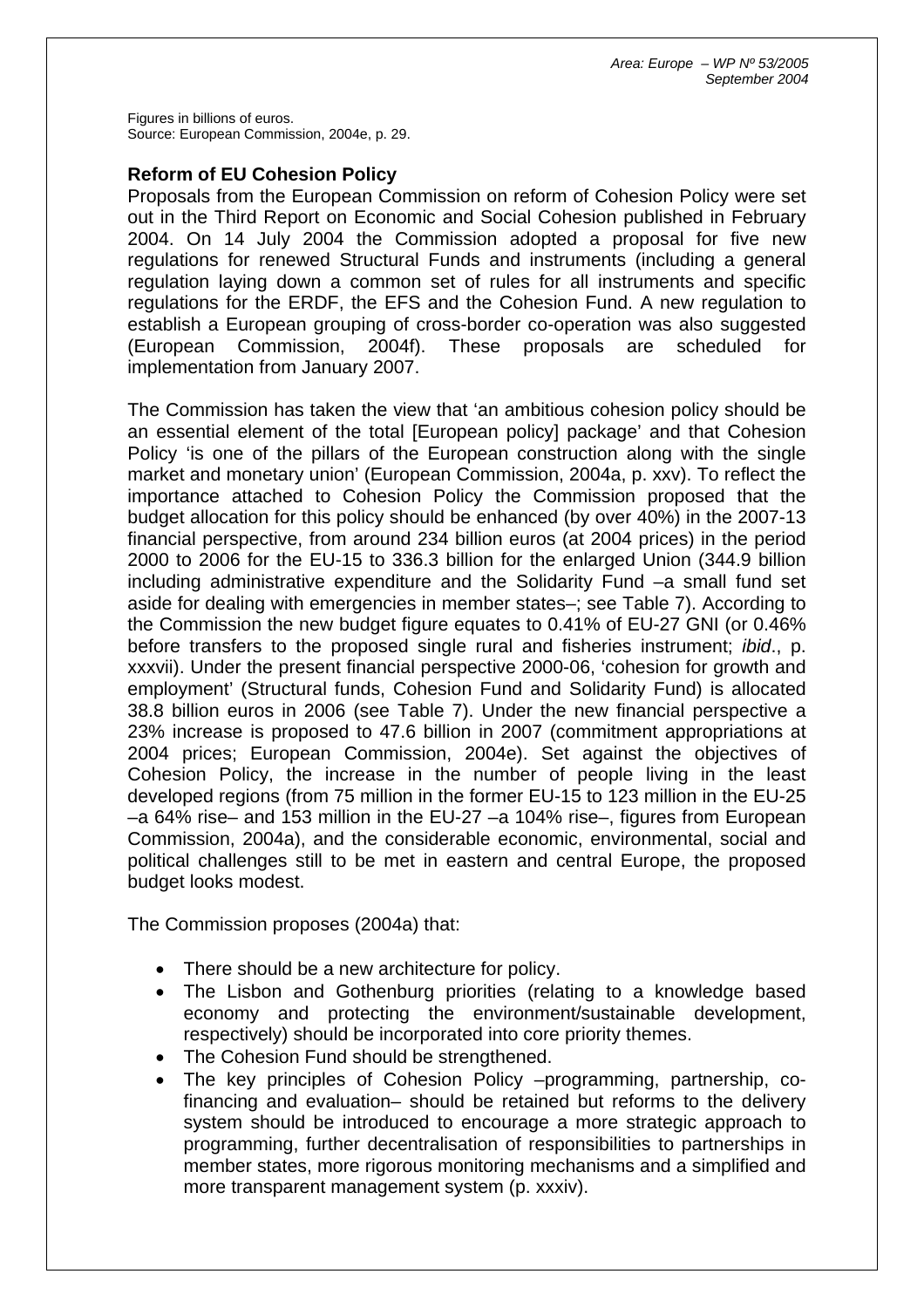Figures in billions of euros.
Source: European Commission, 2004e, p. 29.

**Reform of EU Cohesion Policy**

Proposals from the European Commission on reform of Cohesion Policy were set out in the Third Report on Economic and Social Cohesion published in February 2004. On 14 July 2004 the Commission adopted a proposal for five new regulations for renewed Structural Funds and instruments (including a general regulation laying down a common set of rules for all instruments and specific regulations for the ERDF, the EFS and the Cohesion Fund. A new regulation to establish a European grouping of cross-border co-operation was also suggested (European Commission, 2004f). These proposals are scheduled for implementation from January 2007.

The Commission has taken the view that 'an ambitious cohesion policy should be an essential element of the total [European policy] package' and that Cohesion Policy 'is one of the pillars of the European construction along with the single market and monetary union' (European Commission, 2004a, p. xxv). To reflect the importance attached to Cohesion Policy the Commission proposed that the budget allocation for this policy should be enhanced (by over 40%) in the 2007-13 financial perspective, from around 234 billion euros (at 2004 prices) in the period 2000 to 2006 for the EU-15 to 336.3 billion for the enlarged Union (344.9 billion including administrative expenditure and the Solidarity Fund –a small fund set aside for dealing with emergencies in member states–; see Table 7). According to the Commission the new budget figure equates to 0.41% of EU-27 GNI (or 0.46% before transfers to the proposed single rural and fisheries instrument; *ibid*., p. xxxvii). Under the present financial perspective 2000-06, 'cohesion for growth and employment' (Structural funds, Cohesion Fund and Solidarity Fund) is allocated 38.8 billion euros in 2006 (see Table 7). Under the new financial perspective a 23% increase is proposed to 47.6 billion in 2007 (commitment appropriations at 2004 prices; European Commission, 2004e). Set against the objectives of Cohesion Policy, the increase in the number of people living in the least developed regions (from 75 million in the former EU-15 to 123 million in the EU-25 –a 64% rise– and 153 million in the EU-27 –a 104% rise–, figures from European Commission, 2004a), and the considerable economic, environmental, social and political challenges still to be met in eastern and central Europe, the proposed budget looks modest.

The Commission proposes (2004a) that:

- There should be a new architecture for policy.
- The Lisbon and Gothenburg priorities (relating to a knowledge based economy and protecting the environment/sustainable development, respectively) should be incorporated into core priority themes.
- The Cohesion Fund should be strengthened.
- The key principles of Cohesion Policy –programming, partnership, co-financing and evaluation– should be retained but reforms to the delivery system should be introduced to encourage a more strategic approach to programming, further decentralisation of responsibilities to partnerships in member states, more rigorous monitoring mechanisms and a simplified and more transparent management system (p. xxxiv).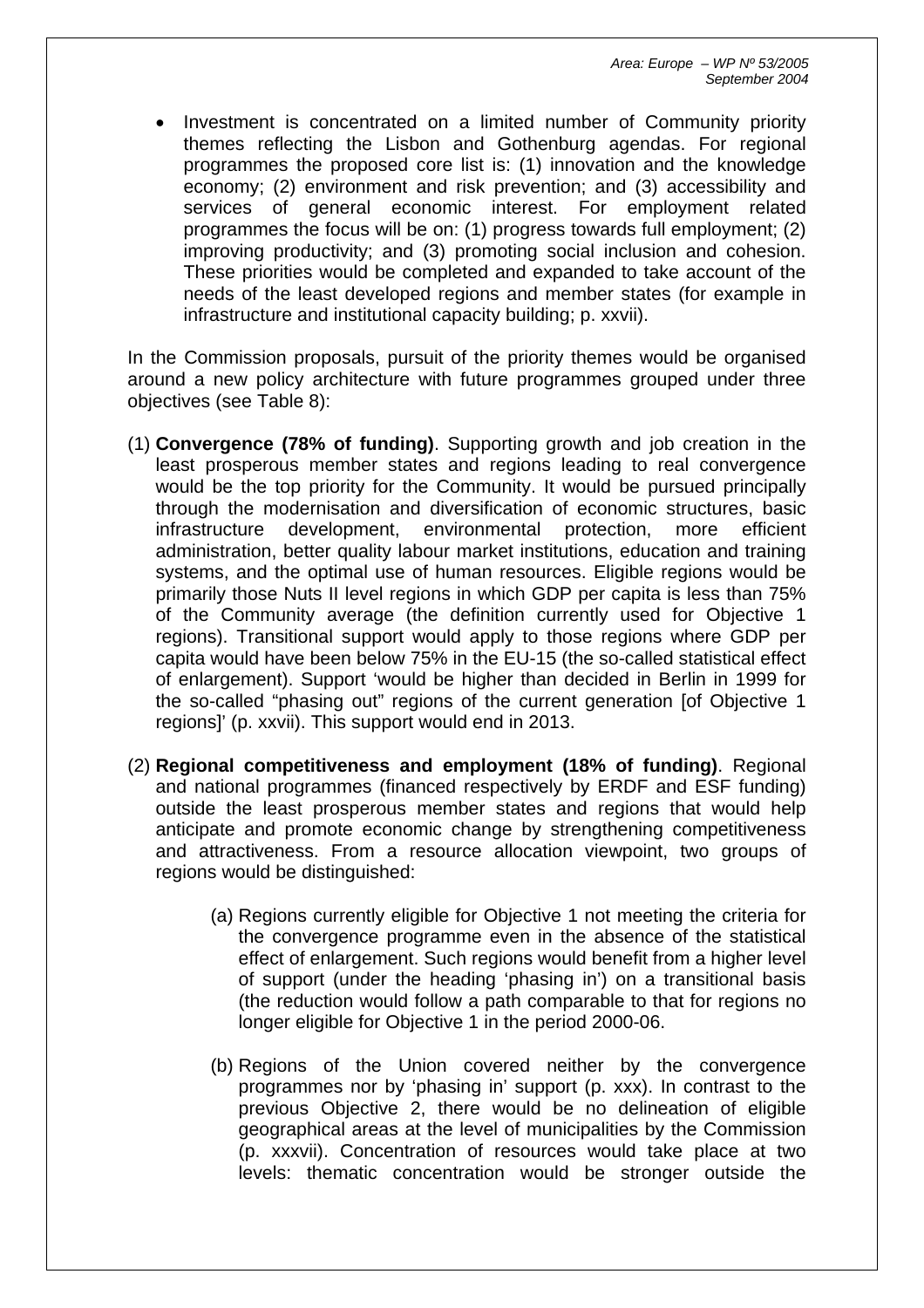- Investment is concentrated on a limited number of Community priority themes reflecting the Lisbon and Gothenburg agendas. For regional programmes the proposed core list is: (1) innovation and the knowledge economy; (2) environment and risk prevention; and (3) accessibility and services of general economic interest. For employment related programmes the focus will be on: (1) progress towards full employment; (2) improving productivity; and (3) promoting social inclusion and cohesion. These priorities would be completed and expanded to take account of the needs of the least developed regions and member states (for example in infrastructure and institutional capacity building; p. xxvii).

In the Commission proposals, pursuit of the priority themes would be organised around a new policy architecture with future programmes grouped under three objectives (see Table 8):

(1) **Convergence (78% of funding)**. Supporting growth and job creation in the least prosperous member states and regions leading to real convergence would be the top priority for the Community. It would be pursued principally through the modernisation and diversification of economic structures, basic infrastructure development, environmental protection, more efficient administration, better quality labour market institutions, education and training systems, and the optimal use of human resources. Eligible regions would be primarily those Nuts II level regions in which GDP per capita is less than 75% of the Community average (the definition currently used for Objective 1 regions). Transitional support would apply to those regions where GDP per capita would have been below 75% in the EU-15 (the so-called statistical effect of enlargement). Support 'would be higher than decided in Berlin in 1999 for the so-called "phasing out" regions of the current generation [of Objective 1 regions]' (p. xxvii). This support would end in 2013.

(2) **Regional competitiveness and employment (18% of funding)**. Regional and national programmes (financed respectively by ERDF and ESF funding) outside the least prosperous member states and regions that would help anticipate and promote economic change by strengthening competitiveness and attractiveness. From a resource allocation viewpoint, two groups of regions would be distinguished:

   (a) Regions currently eligible for Objective 1 not meeting the criteria for the convergence programme even in the absence of the statistical effect of enlargement. Such regions would benefit from a higher level of support (under the heading 'phasing in') on a transitional basis (the reduction would follow a path comparable to that for regions no longer eligible for Objective 1 in the period 2000-06.

   (b) Regions of the Union covered neither by the convergence programmes nor by 'phasing in' support (p. xxx). In contrast to the previous Objective 2, there would be no delineation of eligible geographical areas at the level of municipalities by the Commission (p. xxxvii). Concentration of resources would take place at two levels: thematic concentration would be stronger outside the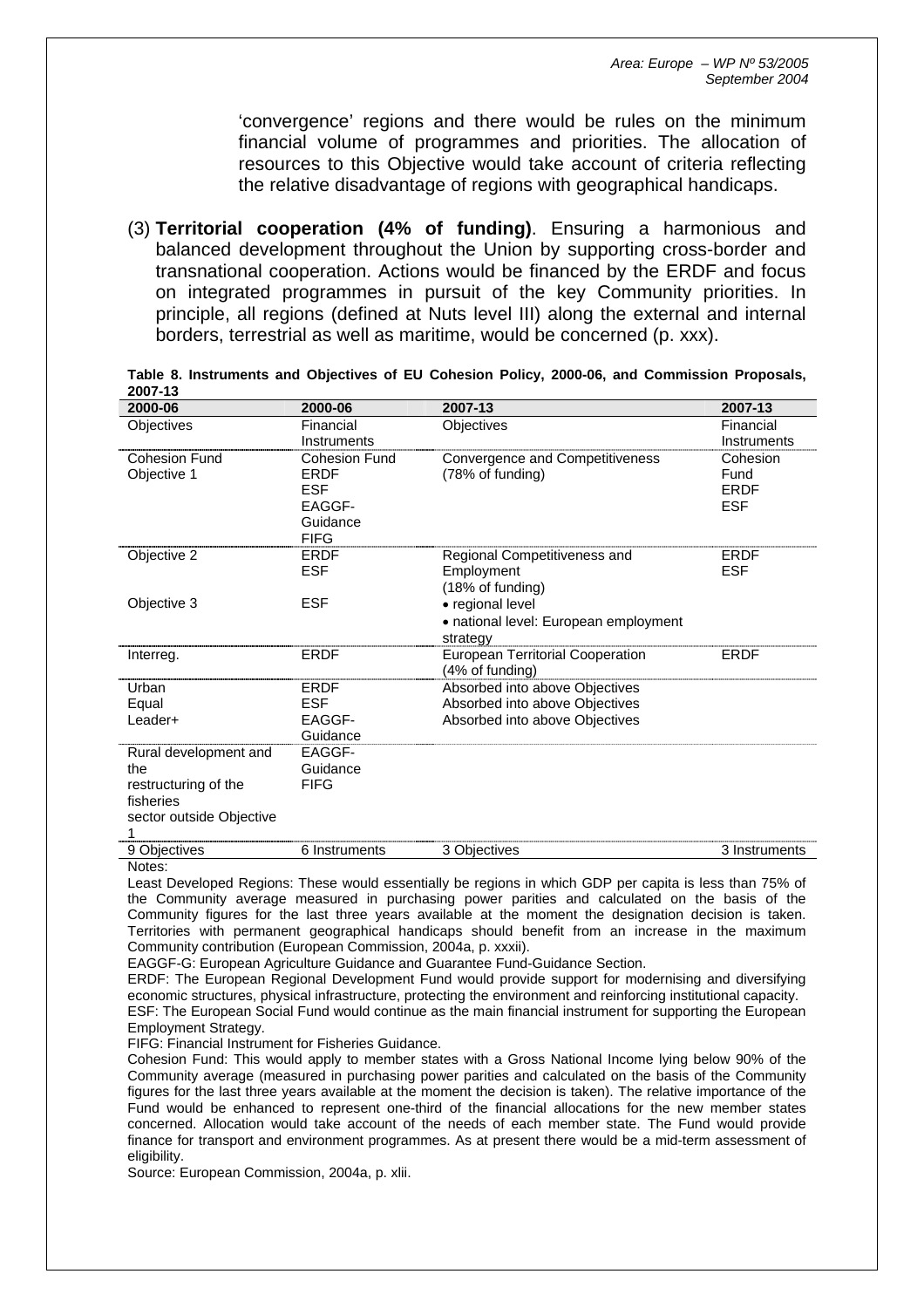'convergence' regions and there would be rules on the minimum financial volume of programmes and priorities. The allocation of resources to this Objective would take account of criteria reflecting the relative disadvantage of regions with geographical handicaps.

(3) **Territorial cooperation (4% of funding)**. Ensuring a harmonious and balanced development throughout the Union by supporting cross-border and transnational cooperation. Actions would be financed by the ERDF and focus on integrated programmes in pursuit of the key Community priorities. In principle, all regions (defined at Nuts level III) along the external and internal borders, terrestrial as well as maritime, would be concerned (p. xxx).

**Table 8. Instruments and Objectives of EU Cohesion Policy, 2000-06, and Commission Proposals, 2007-13**

| 2000-06 | 2000-06 | 2007-13 | 2007-13 |
|---|---|---|---|
| Objectives | Financial Instruments | Objectives | Financial Instruments |
| Cohesion Fund<br>Objective 1 | Cohesion Fund<br>ERDF<br>ESF<br>EAGGF-Guidance<br>FIFG | Convergence and Competitiveness<br>(78% of funding) | Cohesion Fund<br>ERDF<br>ESF |
| Objective 2<br><br>Objective 3 | ERDF<br>ESF<br><br>ESF | Regional Competitiveness and Employment<br>(18% of funding)<br>• regional level<br>• national level: European employment strategy | ERDF<br>ESF |
| Interreg. | ERDF | European Territorial Cooperation<br>(4% of funding) | ERDF |
| Urban<br>Equal<br>Leader+ | ERDF<br>ESF<br>EAGGF-Guidance | Absorbed into above Objectives<br>Absorbed into above Objectives<br>Absorbed into above Objectives | |
| Rural development and the restructuring of the fisheries sector outside Objective 1 | EAGGF-Guidance<br>FIFG | | |
| 9 Objectives | 6 Instruments | 3 Objectives | 3 Instruments |

Notes:

Least Developed Regions: These would essentially be regions in which GDP per capita is less than 75% of the Community average measured in purchasing power parities and calculated on the basis of the Community figures for the last three years available at the moment the designation decision is taken. Territories with permanent geographical handicaps should benefit from an increase in the maximum Community contribution (European Commission, 2004a, p. xxxii).

EAGGF-G: European Agriculture Guidance and Guarantee Fund-Guidance Section.

ERDF: The European Regional Development Fund would provide support for modernising and diversifying economic structures, physical infrastructure, protecting the environment and reinforcing institutional capacity.

ESF: The European Social Fund would continue as the main financial instrument for supporting the European Employment Strategy.

FIFG: Financial Instrument for Fisheries Guidance.

Cohesion Fund: This would apply to member states with a Gross National Income lying below 90% of the Community average (measured in purchasing power parities and calculated on the basis of the Community figures for the last three years available at the moment the decision is taken). The relative importance of the Fund would be enhanced to represent one-third of the financial allocations for the new member states concerned. Allocation would take account of the needs of each member state. The Fund would provide finance for transport and environment programmes. As at present there would be a mid-term assessment of eligibility.

Source: European Commission, 2004a, p. xlii.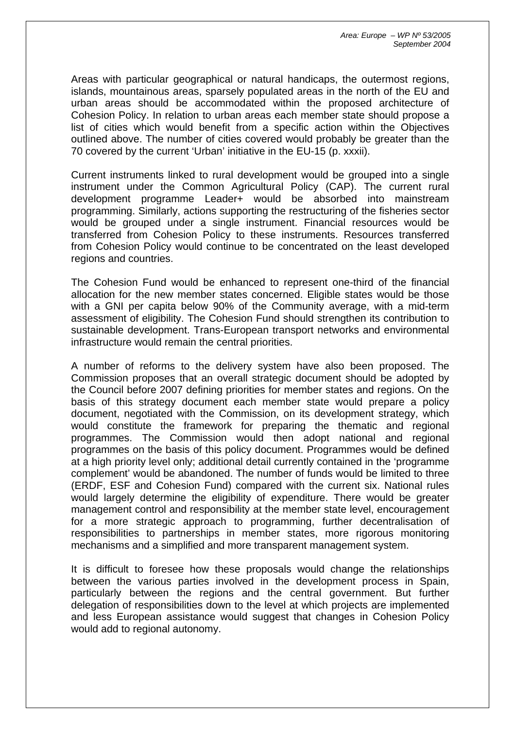Areas with particular geographical or natural handicaps, the outermost regions, islands, mountainous areas, sparsely populated areas in the north of the EU and urban areas should be accommodated within the proposed architecture of Cohesion Policy. In relation to urban areas each member state should propose a list of cities which would benefit from a specific action within the Objectives outlined above. The number of cities covered would probably be greater than the 70 covered by the current 'Urban' initiative in the EU-15 (p. xxxii).

Current instruments linked to rural development would be grouped into a single instrument under the Common Agricultural Policy (CAP). The current rural development programme Leader+ would be absorbed into mainstream programming. Similarly, actions supporting the restructuring of the fisheries sector would be grouped under a single instrument. Financial resources would be transferred from Cohesion Policy to these instruments. Resources transferred from Cohesion Policy would continue to be concentrated on the least developed regions and countries.

The Cohesion Fund would be enhanced to represent one-third of the financial allocation for the new member states concerned. Eligible states would be those with a GNI per capita below 90% of the Community average, with a mid-term assessment of eligibility. The Cohesion Fund should strengthen its contribution to sustainable development. Trans-European transport networks and environmental infrastructure would remain the central priorities.

A number of reforms to the delivery system have also been proposed. The Commission proposes that an overall strategic document should be adopted by the Council before 2007 defining priorities for member states and regions. On the basis of this strategy document each member state would prepare a policy document, negotiated with the Commission, on its development strategy, which would constitute the framework for preparing the thematic and regional programmes. The Commission would then adopt national and regional programmes on the basis of this policy document. Programmes would be defined at a high priority level only; additional detail currently contained in the 'programme complement' would be abandoned. The number of funds would be limited to three (ERDF, ESF and Cohesion Fund) compared with the current six. National rules would largely determine the eligibility of expenditure. There would be greater management control and responsibility at the member state level, encouragement for a more strategic approach to programming, further decentralisation of responsibilities to partnerships in member states, more rigorous monitoring mechanisms and a simplified and more transparent management system.

It is difficult to foresee how these proposals would change the relationships between the various parties involved in the development process in Spain, particularly between the regions and the central government. But further delegation of responsibilities down to the level at which projects are implemented and less European assistance would suggest that changes in Cohesion Policy would add to regional autonomy.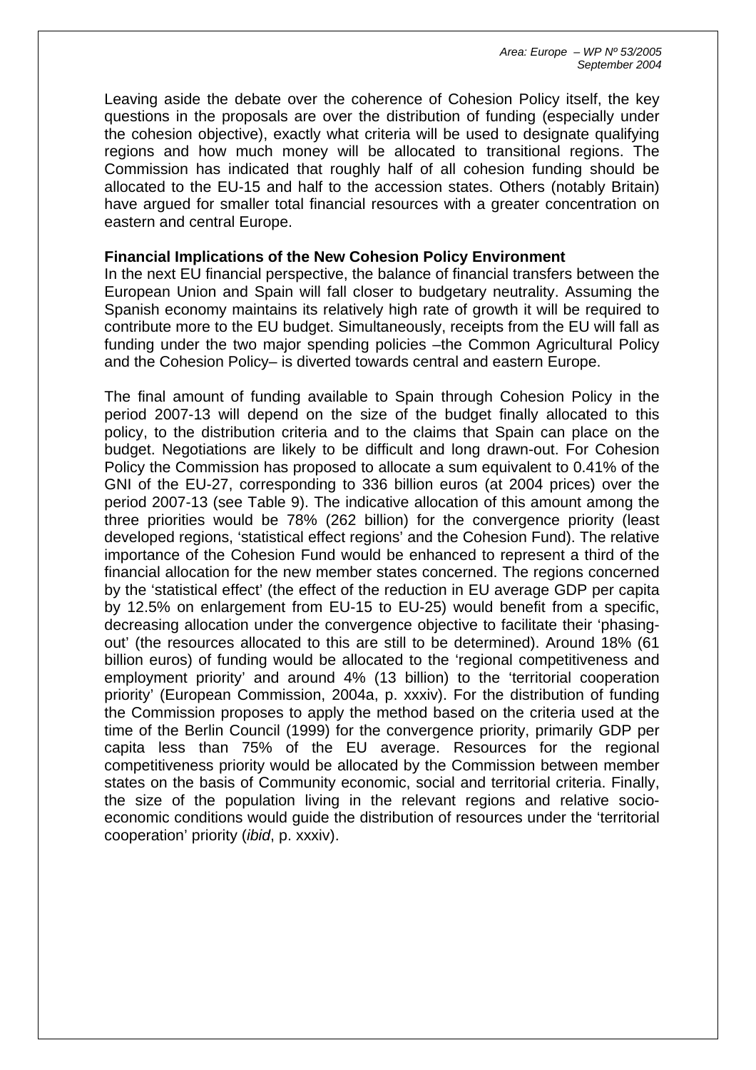Leaving aside the debate over the coherence of Cohesion Policy itself, the key questions in the proposals are over the distribution of funding (especially under the cohesion objective), exactly what criteria will be used to designate qualifying regions and how much money will be allocated to transitional regions. The Commission has indicated that roughly half of all cohesion funding should be allocated to the EU-15 and half to the accession states. Others (notably Britain) have argued for smaller total financial resources with a greater concentration on eastern and central Europe.

**Financial Implications of the New Cohesion Policy Environment**

In the next EU financial perspective, the balance of financial transfers between the European Union and Spain will fall closer to budgetary neutrality. Assuming the Spanish economy maintains its relatively high rate of growth it will be required to contribute more to the EU budget. Simultaneously, receipts from the EU will fall as funding under the two major spending policies –the Common Agricultural Policy and the Cohesion Policy– is diverted towards central and eastern Europe.

The final amount of funding available to Spain through Cohesion Policy in the period 2007-13 will depend on the size of the budget finally allocated to this policy, to the distribution criteria and to the claims that Spain can place on the budget. Negotiations are likely to be difficult and long drawn-out. For Cohesion Policy the Commission has proposed to allocate a sum equivalent to 0.41% of the GNI of the EU-27, corresponding to 336 billion euros (at 2004 prices) over the period 2007-13 (see Table 9). The indicative allocation of this amount among the three priorities would be 78% (262 billion) for the convergence priority (least developed regions, 'statistical effect regions' and the Cohesion Fund). The relative importance of the Cohesion Fund would be enhanced to represent a third of the financial allocation for the new member states concerned. The regions concerned by the 'statistical effect' (the effect of the reduction in EU average GDP per capita by 12.5% on enlargement from EU-15 to EU-25) would benefit from a specific, decreasing allocation under the convergence objective to facilitate their 'phasing-out' (the resources allocated to this are still to be determined). Around 18% (61 billion euros) of funding would be allocated to the 'regional competitiveness and employment priority' and around 4% (13 billion) to the 'territorial cooperation priority' (European Commission, 2004a, p. xxxiv). For the distribution of funding the Commission proposes to apply the method based on the criteria used at the time of the Berlin Council (1999) for the convergence priority, primarily GDP per capita less than 75% of the EU average. Resources for the regional competitiveness priority would be allocated by the Commission between member states on the basis of Community economic, social and territorial criteria. Finally, the size of the population living in the relevant regions and relative socio-economic conditions would guide the distribution of resources under the 'territorial cooperation' priority (*ibid*, p. xxxiv).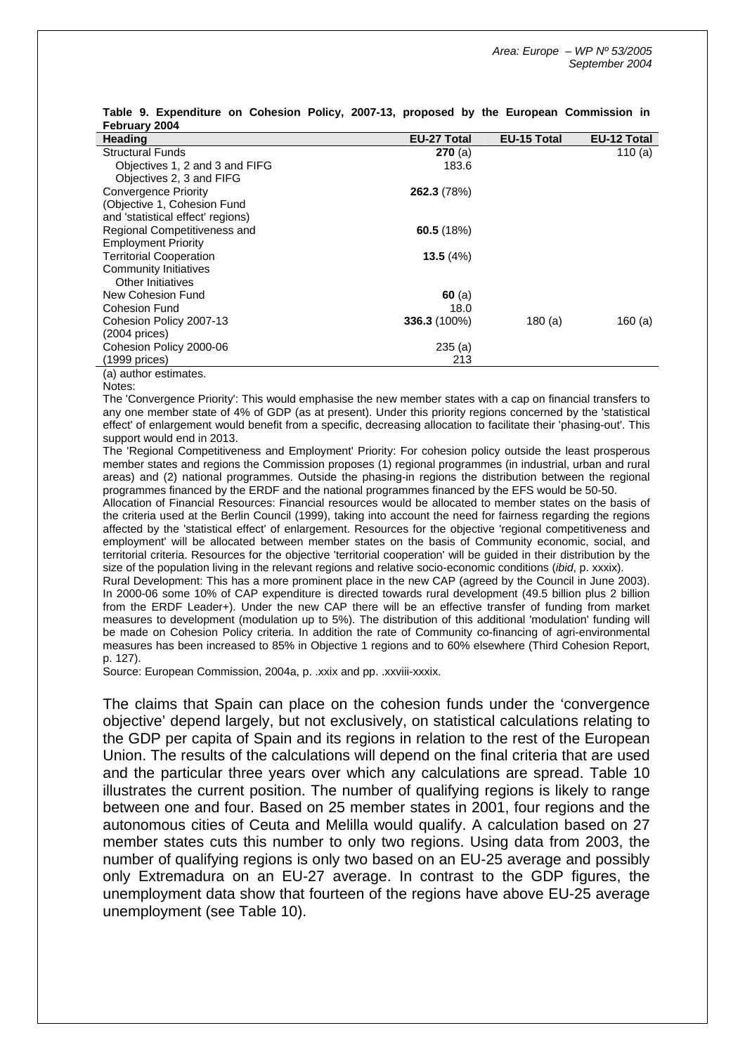**Table 9. Expenditure on Cohesion Policy, 2007-13, proposed by the European Commission in February 2004**

| Heading | EU-27 Total | EU-15 Total | EU-12 Total |
|---|---|---|---|
| Structural Funds | **270** (a) | | 110 (a) |
| Objectives 1, 2 and 3 and FIFG | 183.6 | | |
| Objectives 2, 3 and FIFG | | | |
| Convergence Priority (Objective 1, Cohesion Fund and 'statistical effect' regions) | **262.3** (78%) | | |
| Regional Competitiveness and Employment Priority | **60.5** (18%) | | |
| Territorial Cooperation | **13.5** (4%) | | |
| Community Initiatives | | | |
| Other Initiatives | | | |
| New Cohesion Fund | **60** (a) | | |
| Cohesion Fund | 18.0 | | |
| Cohesion Policy 2007-13 (2004 prices) | **336.3** (100%) | 180 (a) | 160 (a) |
| Cohesion Policy 2000-06 (1999 prices) | 235 (a) 213 | | |

(a) author estimates.

Notes:

The 'Convergence Priority': This would emphasise the new member states with a cap on financial transfers to any one member state of 4% of GDP (as at present). Under this priority regions concerned by the 'statistical effect' of enlargement would benefit from a specific, decreasing allocation to facilitate their 'phasing-out'. This support would end in 2013.

The 'Regional Competitiveness and Employment' Priority: For cohesion policy outside the least prosperous member states and regions the Commission proposes (1) regional programmes (in industrial, urban and rural areas) and (2) national programmes. Outside the phasing-in regions the distribution between the regional programmes financed by the ERDF and the national programmes financed by the EFS would be 50-50.

Allocation of Financial Resources: Financial resources would be allocated to member states on the basis of the criteria used at the Berlin Council (1999), taking into account the need for fairness regarding the regions affected by the 'statistical effect' of enlargement. Resources for the objective 'regional competitiveness and employment' will be allocated between member states on the basis of Community economic, social, and territorial criteria. Resources for the objective 'territorial cooperation' will be guided in their distribution by the size of the population living in the relevant regions and relative socio-economic conditions (*ibid*, p. xxxix).

Rural Development: This has a more prominent place in the new CAP (agreed by the Council in June 2003). In 2000-06 some 10% of CAP expenditure is directed towards rural development (49.5 billion plus 2 billion from the ERDF Leader+). Under the new CAP there will be an effective transfer of funding from market measures to development (modulation up to 5%). The distribution of this additional 'modulation' funding will be made on Cohesion Policy criteria. In addition the rate of Community co-financing of agri-environmental measures has been increased to 85% in Objective 1 regions and to 60% elsewhere (Third Cohesion Report, p. 127).

Source: European Commission, 2004a, p. .xxix and pp. .xxviii-xxxix.

The claims that Spain can place on the cohesion funds under the 'convergence objective' depend largely, but not exclusively, on statistical calculations relating to the GDP per capita of Spain and its regions in relation to the rest of the European Union. The results of the calculations will depend on the final criteria that are used and the particular three years over which any calculations are spread. Table 10 illustrates the current position. The number of qualifying regions is likely to range between one and four. Based on 25 member states in 2001, four regions and the autonomous cities of Ceuta and Melilla would qualify. A calculation based on 27 member states cuts this number to only two regions. Using data from 2003, the number of qualifying regions is only two based on an EU-25 average and possibly only Extremadura on an EU-27 average. In contrast to the GDP figures, the unemployment data show that fourteen of the regions have above EU-25 average unemployment (see Table 10).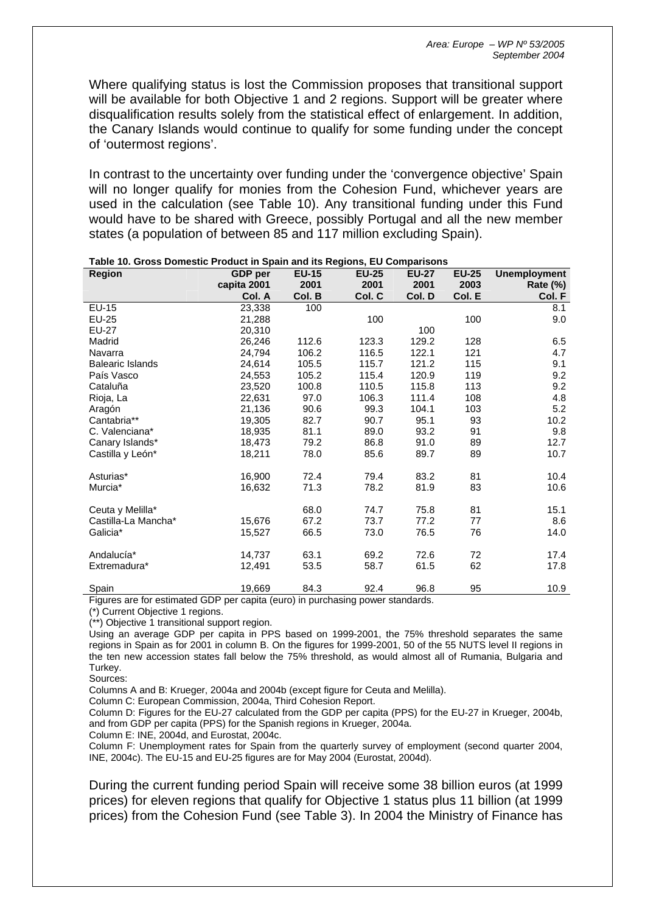Where qualifying status is lost the Commission proposes that transitional support will be available for both Objective 1 and 2 regions. Support will be greater where disqualification results solely from the statistical effect of enlargement. In addition, the Canary Islands would continue to qualify for some funding under the concept of 'outermost regions'.

In contrast to the uncertainty over funding under the 'convergence objective' Spain will no longer qualify for monies from the Cohesion Fund, whichever years are used in the calculation (see Table 10). Any transitional funding under this Fund would have to be shared with Greece, possibly Portugal and all the new member states (a population of between 85 and 117 million excluding Spain).

**Table 10. Gross Domestic Product in Spain and its Regions, EU Comparisons**

| Region | GDP per capita 2001 | EU-15 2001 | EU-25 2001 | EU-27 2001 | EU-25 2003 | Unemployment Rate (%) |
|---|---|---|---|---|---|---|
| | Col. A | Col. B | Col. C | Col. D | Col. E | Col. F |
| EU-15 | 23,338 | 100 | | | | 8.1 |
| EU-25 | 21,288 | | 100 | | 100 | 9.0 |
| EU-27 | 20,310 | | | 100 | | |
| Madrid | 26,246 | 112.6 | 123.3 | 129.2 | 128 | 6.5 |
| Navarra | 24,794 | 106.2 | 116.5 | 122.1 | 121 | 4.7 |
| Balearic Islands | 24,614 | 105.5 | 115.7 | 121.2 | 115 | 9.1 |
| País Vasco | 24,553 | 105.2 | 115.4 | 120.9 | 119 | 9.2 |
| Cataluña | 23,520 | 100.8 | 110.5 | 115.8 | 113 | 9.2 |
| Rioja, La | 22,631 | 97.0 | 106.3 | 111.4 | 108 | 4.8 |
| Aragón | 21,136 | 90.6 | 99.3 | 104.1 | 103 | 5.2 |
| Cantabria** | 19,305 | 82.7 | 90.7 | 95.1 | 93 | 10.2 |
| C. Valenciana* | 18,935 | 81.1 | 89.0 | 93.2 | 91 | 9.8 |
| Canary Islands* | 18,473 | 79.2 | 86.8 | 91.0 | 89 | 12.7 |
| Castilla y León* | 18,211 | 78.0 | 85.6 | 89.7 | 89 | 10.7 |
| Asturias* | 16,900 | 72.4 | 79.4 | 83.2 | 81 | 10.4 |
| Murcia* | 16,632 | 71.3 | 78.2 | 81.9 | 83 | 10.6 |
| Ceuta y Melilla* | | 68.0 | 74.7 | 75.8 | 81 | 15.1 |
| Castilla-La Mancha* | 15,676 | 67.2 | 73.7 | 77.2 | 77 | 8.6 |
| Galicia* | 15,527 | 66.5 | 73.0 | 76.5 | 76 | 14.0 |
| Andalucía* | 14,737 | 63.1 | 69.2 | 72.6 | 72 | 17.4 |
| Extremadura* | 12,491 | 53.5 | 58.7 | 61.5 | 62 | 17.8 |
| Spain | 19,669 | 84.3 | 92.4 | 96.8 | 95 | 10.9 |

Figures are for estimated GDP per capita (euro) in purchasing power standards.

(*) Current Objective 1 regions.

(**) Objective 1 transitional support region.

Using an average GDP per capita in PPS based on 1999-2001, the 75% threshold separates the same regions in Spain as for 2001 in column B. On the figures for 1999-2001, 50 of the 55 NUTS level II regions in the ten new accession states fall below the 75% threshold, as would almost all of Rumania, Bulgaria and Turkey.

Sources:

Columns A and B: Krueger, 2004a and 2004b (except figure for Ceuta and Melilla).

Column C: European Commission, 2004a, Third Cohesion Report.

Column D: Figures for the EU-27 calculated from the GDP per capita (PPS) for the EU-27 in Krueger, 2004b, and from GDP per capita (PPS) for the Spanish regions in Krueger, 2004a.

Column E: INE, 2004d, and Eurostat, 2004c.

Column F: Unemployment rates for Spain from the quarterly survey of employment (second quarter 2004, INE, 2004c). The EU-15 and EU-25 figures are for May 2004 (Eurostat, 2004d).

During the current funding period Spain will receive some 38 billion euros (at 1999 prices) for eleven regions that qualify for Objective 1 status plus 11 billion (at 1999 prices) from the Cohesion Fund (see Table 3). In 2004 the Ministry of Finance has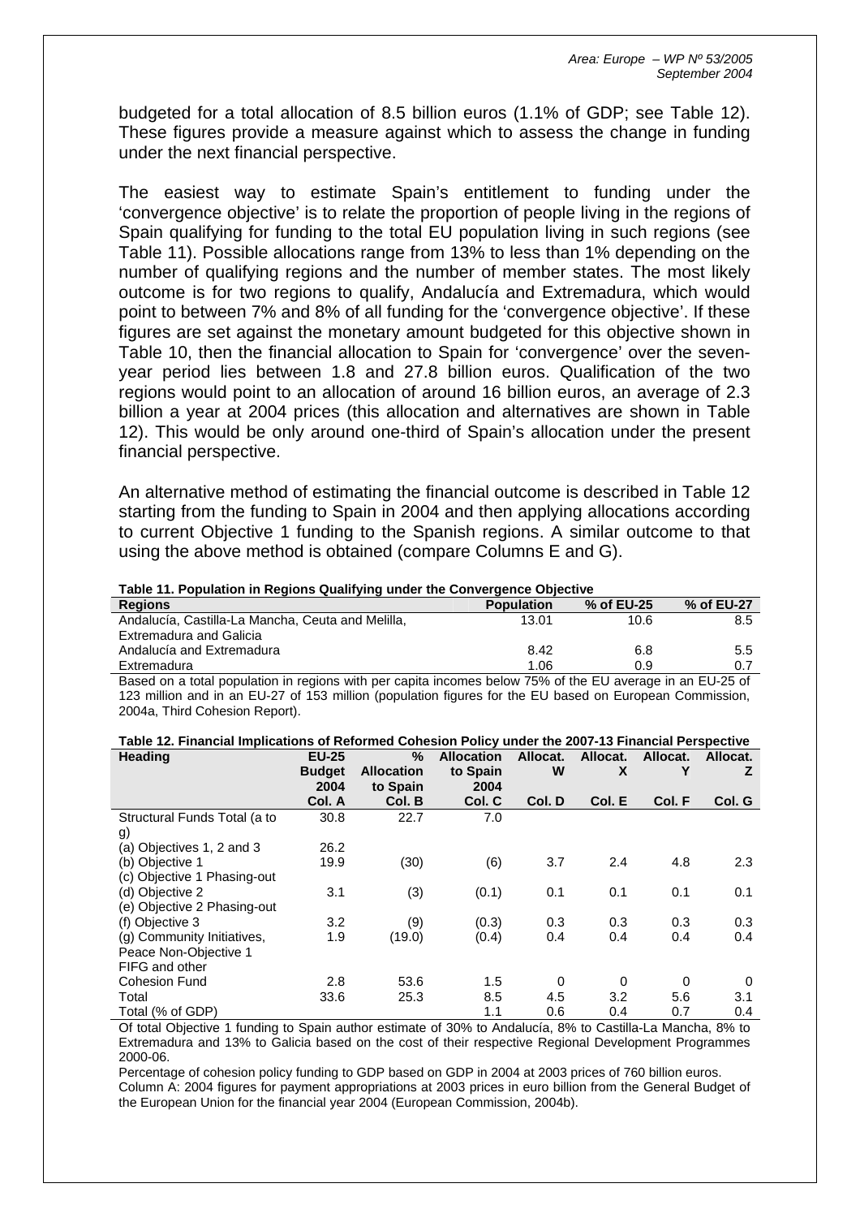budgeted for a total allocation of 8.5 billion euros (1.1% of GDP; see Table 12). These figures provide a measure against which to assess the change in funding under the next financial perspective.

The easiest way to estimate Spain's entitlement to funding under the 'convergence objective' is to relate the proportion of people living in the regions of Spain qualifying for funding to the total EU population living in such regions (see Table 11). Possible allocations range from 13% to less than 1% depending on the number of qualifying regions and the number of member states. The most likely outcome is for two regions to qualify, Andalucía and Extremadura, which would point to between 7% and 8% of all funding for the 'convergence objective'. If these figures are set against the monetary amount budgeted for this objective shown in Table 10, then the financial allocation to Spain for 'convergence' over the seven-year period lies between 1.8 and 27.8 billion euros. Qualification of the two regions would point to an allocation of around 16 billion euros, an average of 2.3 billion a year at 2004 prices (this allocation and alternatives are shown in Table 12). This would be only around one-third of Spain's allocation under the present financial perspective.

An alternative method of estimating the financial outcome is described in Table 12 starting from the funding to Spain in 2004 and then applying allocations according to current Objective 1 funding to the Spanish regions. A similar outcome to that using the above method is obtained (compare Columns E and G).

**Table 11. Population in Regions Qualifying under the Convergence Objective**

| Regions | Population | % of EU-25 | % of EU-27 |
|---|---|---|---|
| Andalucía, Castilla-La Mancha, Ceuta and Melilla, Extremadura and Galicia | 13.01 | 10.6 | 8.5 |
| Andalucía and Extremadura | 8.42 | 6.8 | 5.5 |
| Extremadura | 1.06 | 0.9 | 0.7 |

Based on a total population in regions with per capita incomes below 75% of the EU average in an EU-25 of 123 million and in an EU-27 of 153 million (population figures for the EU based on European Commission, 2004a, Third Cohesion Report).

**Table 12. Financial Implications of Reformed Cohesion Policy under the 2007-13 Financial Perspective**

| Heading | EU-25 Budget 2004 Col. A | % Allocation to Spain Col. B | Allocation to Spain 2004 Col. C | Allocat. W Col. D | Allocat. X Col. E | Allocat. Y Col. F | Allocat. Z Col. G |
|---|---|---|---|---|---|---|---|
| Structural Funds Total (a to g) | 30.8 | 22.7 | 7.0 | | | | |
| (a) Objectives 1, 2 and 3 | 26.2 | | | | | | |
| (b) Objective 1 | 19.9 | (30) | (6) | 3.7 | 2.4 | 4.8 | 2.3 |
| (c) Objective 1 Phasing-out | | | | | | | |
| (d) Objective 2 | 3.1 | (3) | (0.1) | 0.1 | 0.1 | 0.1 | 0.1 |
| (e) Objective 2 Phasing-out | | | | | | | |
| (f) Objective 3 | 3.2 | (9) | (0.3) | 0.3 | 0.3 | 0.3 | 0.3 |
| (g) Community Initiatives, Peace Non-Objective 1 FIFG and other | 1.9 | (19.0) | (0.4) | 0.4 | 0.4 | 0.4 | 0.4 |
| Cohesion Fund | 2.8 | 53.6 | 1.5 | 0 | 0 | 0 | 0 |
| Total | 33.6 | 25.3 | 8.5 | 4.5 | 3.2 | 5.6 | 3.1 |
| Total (% of GDP) | | | 1.1 | 0.6 | 0.4 | 0.7 | 0.4 |

Of total Objective 1 funding to Spain author estimate of 30% to Andalucía, 8% to Castilla-La Mancha, 8% to Extremadura and 13% to Galicia based on the cost of their respective Regional Development Programmes 2000-06.

Percentage of cohesion policy funding to GDP based on GDP in 2004 at 2003 prices of 760 billion euros.

Column A: 2004 figures for payment appropriations at 2003 prices in euro billion from the General Budget of the European Union for the financial year 2004 (European Commission, 2004b).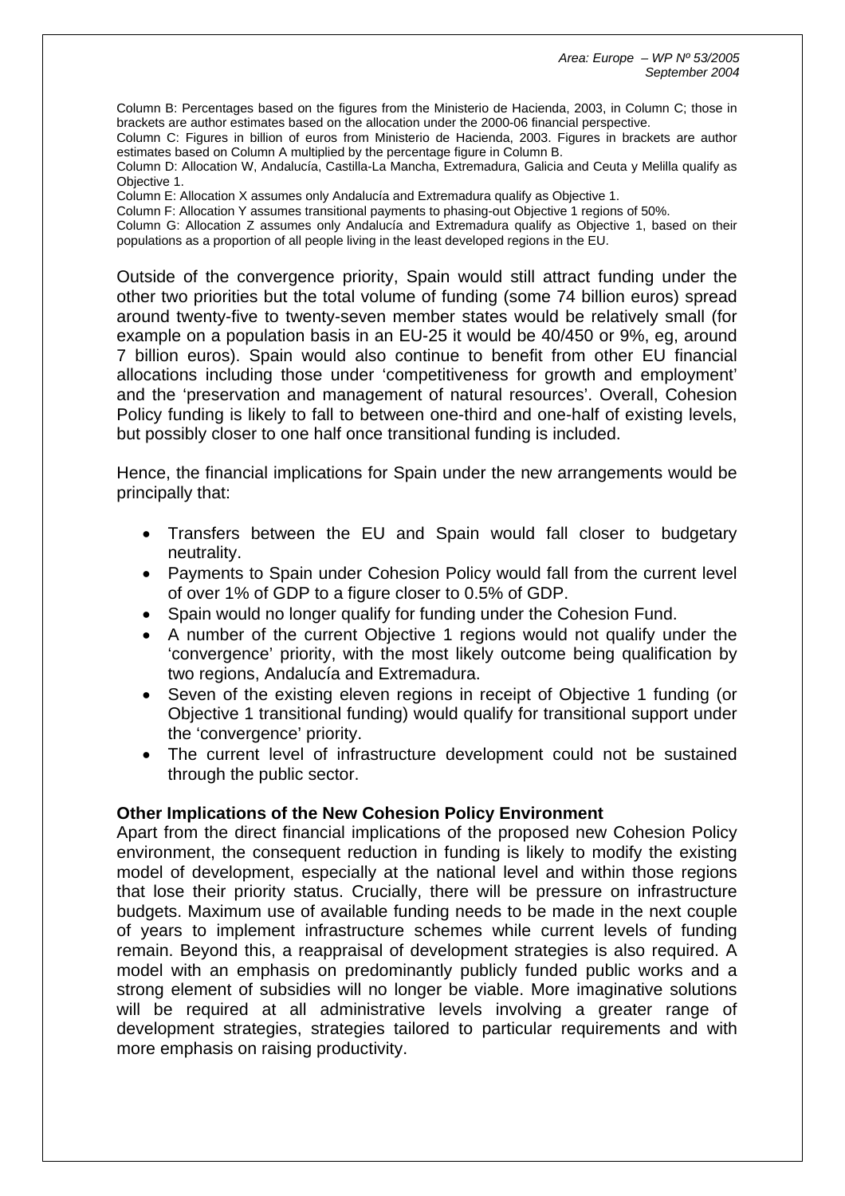Column B: Percentages based on the figures from the Ministerio de Hacienda, 2003, in Column C; those in brackets are author estimates based on the allocation under the 2000-06 financial perspective.
Column C: Figures in billion of euros from Ministerio de Hacienda, 2003. Figures in brackets are author estimates based on Column A multiplied by the percentage figure in Column B.
Column D: Allocation W, Andalucía, Castilla-La Mancha, Extremadura, Galicia and Ceuta y Melilla qualify as Objective 1.
Column E: Allocation X assumes only Andalucía and Extremadura qualify as Objective 1.
Column F: Allocation Y assumes transitional payments to phasing-out Objective 1 regions of 50%.
Column G: Allocation Z assumes only Andalucía and Extremadura qualify as Objective 1, based on their populations as a proportion of all people living in the least developed regions in the EU.

Outside of the convergence priority, Spain would still attract funding under the other two priorities but the total volume of funding (some 74 billion euros) spread around twenty-five to twenty-seven member states would be relatively small (for example on a population basis in an EU-25 it would be 40/450 or 9%, eg, around 7 billion euros). Spain would also continue to benefit from other EU financial allocations including those under 'competitiveness for growth and employment' and the 'preservation and management of natural resources'. Overall, Cohesion Policy funding is likely to fall to between one-third and one-half of existing levels, but possibly closer to one half once transitional funding is included.

Hence, the financial implications for Spain under the new arrangements would be principally that:

- Transfers between the EU and Spain would fall closer to budgetary neutrality.
- Payments to Spain under Cohesion Policy would fall from the current level of over 1% of GDP to a figure closer to 0.5% of GDP.
- Spain would no longer qualify for funding under the Cohesion Fund.
- A number of the current Objective 1 regions would not qualify under the 'convergence' priority, with the most likely outcome being qualification by two regions, Andalucía and Extremadura.
- Seven of the existing eleven regions in receipt of Objective 1 funding (or Objective 1 transitional funding) would qualify for transitional support under the 'convergence' priority.
- The current level of infrastructure development could not be sustained through the public sector.

**Other Implications of the New Cohesion Policy Environment**

Apart from the direct financial implications of the proposed new Cohesion Policy environment, the consequent reduction in funding is likely to modify the existing model of development, especially at the national level and within those regions that lose their priority status. Crucially, there will be pressure on infrastructure budgets. Maximum use of available funding needs to be made in the next couple of years to implement infrastructure schemes while current levels of funding remain. Beyond this, a reappraisal of development strategies is also required. A model with an emphasis on predominantly publicly funded public works and a strong element of subsidies will no longer be viable. More imaginative solutions will be required at all administrative levels involving a greater range of development strategies, strategies tailored to particular requirements and with more emphasis on raising productivity.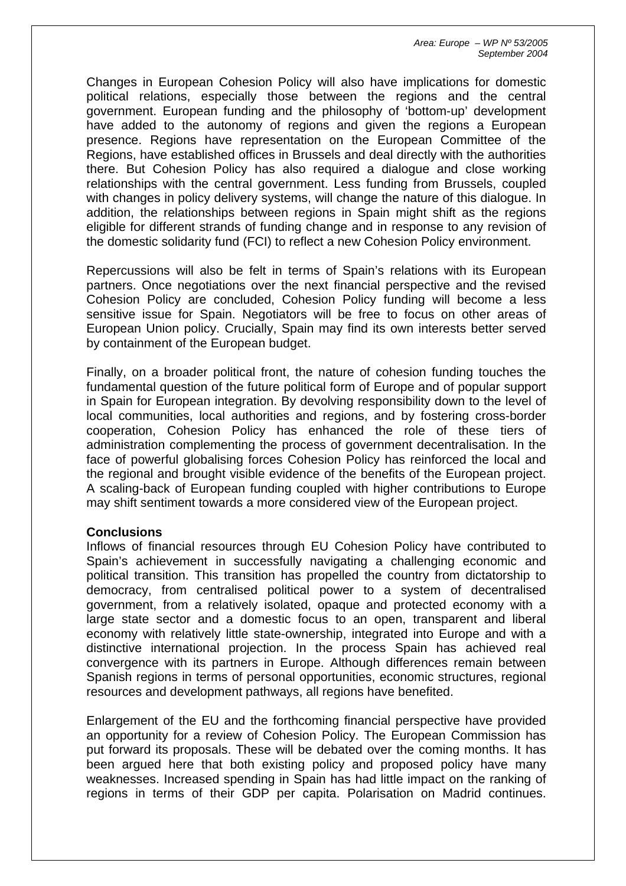Changes in European Cohesion Policy will also have implications for domestic political relations, especially those between the regions and the central government. European funding and the philosophy of 'bottom-up' development have added to the autonomy of regions and given the regions a European presence. Regions have representation on the European Committee of the Regions, have established offices in Brussels and deal directly with the authorities there. But Cohesion Policy has also required a dialogue and close working relationships with the central government. Less funding from Brussels, coupled with changes in policy delivery systems, will change the nature of this dialogue. In addition, the relationships between regions in Spain might shift as the regions eligible for different strands of funding change and in response to any revision of the domestic solidarity fund (FCI) to reflect a new Cohesion Policy environment.

Repercussions will also be felt in terms of Spain's relations with its European partners. Once negotiations over the next financial perspective and the revised Cohesion Policy are concluded, Cohesion Policy funding will become a less sensitive issue for Spain. Negotiators will be free to focus on other areas of European Union policy. Crucially, Spain may find its own interests better served by containment of the European budget.

Finally, on a broader political front, the nature of cohesion funding touches the fundamental question of the future political form of Europe and of popular support in Spain for European integration. By devolving responsibility down to the level of local communities, local authorities and regions, and by fostering cross-border cooperation, Cohesion Policy has enhanced the role of these tiers of administration complementing the process of government decentralisation. In the face of powerful globalising forces Cohesion Policy has reinforced the local and the regional and brought visible evidence of the benefits of the European project. A scaling-back of European funding coupled with higher contributions to Europe may shift sentiment towards a more considered view of the European project.

**Conclusions**

Inflows of financial resources through EU Cohesion Policy have contributed to Spain's achievement in successfully navigating a challenging economic and political transition. This transition has propelled the country from dictatorship to democracy, from centralised political power to a system of decentralised government, from a relatively isolated, opaque and protected economy with a large state sector and a domestic focus to an open, transparent and liberal economy with relatively little state-ownership, integrated into Europe and with a distinctive international projection. In the process Spain has achieved real convergence with its partners in Europe. Although differences remain between Spanish regions in terms of personal opportunities, economic structures, regional resources and development pathways, all regions have benefited.

Enlargement of the EU and the forthcoming financial perspective have provided an opportunity for a review of Cohesion Policy. The European Commission has put forward its proposals. These will be debated over the coming months. It has been argued here that both existing policy and proposed policy have many weaknesses. Increased spending in Spain has had little impact on the ranking of regions in terms of their GDP per capita. Polarisation on Madrid continues.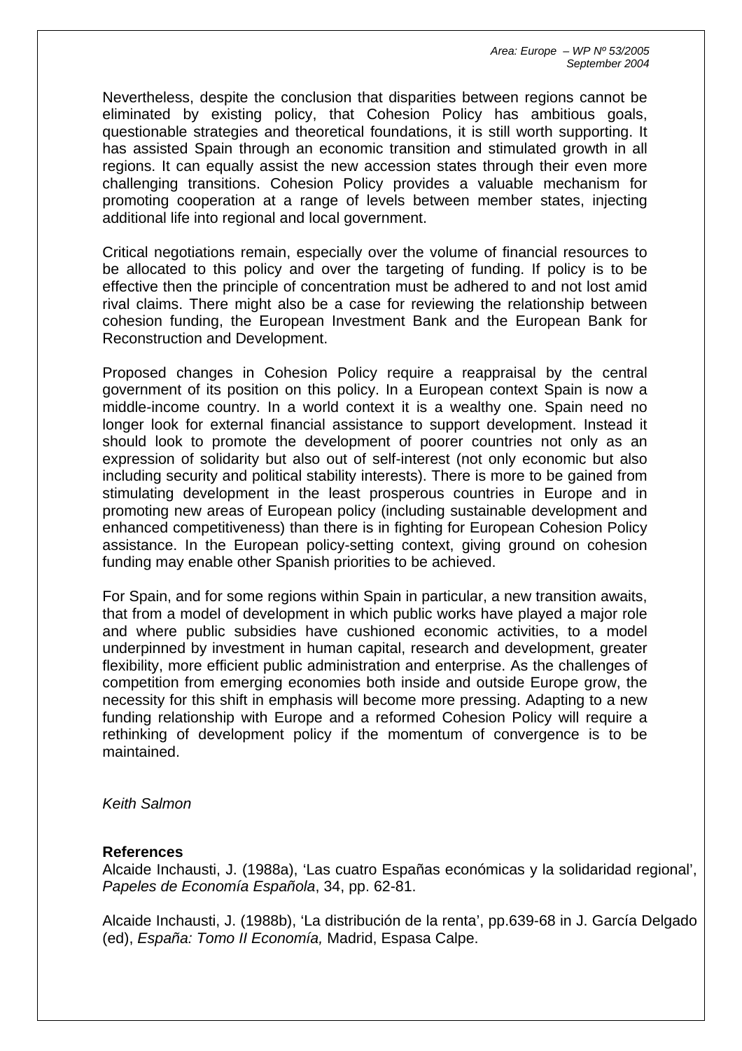Nevertheless, despite the conclusion that disparities between regions cannot be eliminated by existing policy, that Cohesion Policy has ambitious goals, questionable strategies and theoretical foundations, it is still worth supporting. It has assisted Spain through an economic transition and stimulated growth in all regions. It can equally assist the new accession states through their even more challenging transitions. Cohesion Policy provides a valuable mechanism for promoting cooperation at a range of levels between member states, injecting additional life into regional and local government.

Critical negotiations remain, especially over the volume of financial resources to be allocated to this policy and over the targeting of funding. If policy is to be effective then the principle of concentration must be adhered to and not lost amid rival claims. There might also be a case for reviewing the relationship between cohesion funding, the European Investment Bank and the European Bank for Reconstruction and Development.

Proposed changes in Cohesion Policy require a reappraisal by the central government of its position on this policy. In a European context Spain is now a middle-income country. In a world context it is a wealthy one. Spain need no longer look for external financial assistance to support development. Instead it should look to promote the development of poorer countries not only as an expression of solidarity but also out of self-interest (not only economic but also including security and political stability interests). There is more to be gained from stimulating development in the least prosperous countries in Europe and in promoting new areas of European policy (including sustainable development and enhanced competitiveness) than there is in fighting for European Cohesion Policy assistance. In the European policy-setting context, giving ground on cohesion funding may enable other Spanish priorities to be achieved.

For Spain, and for some regions within Spain in particular, a new transition awaits, that from a model of development in which public works have played a major role and where public subsidies have cushioned economic activities, to a model underpinned by investment in human capital, research and development, greater flexibility, more efficient public administration and enterprise. As the challenges of competition from emerging economies both inside and outside Europe grow, the necessity for this shift in emphasis will become more pressing. Adapting to a new funding relationship with Europe and a reformed Cohesion Policy will require a rethinking of development policy if the momentum of convergence is to be maintained.

*Keith Salmon*

**References**

Alcaide Inchausti, J. (1988a), 'Las cuatro Españas económicas y la solidaridad regional', *Papeles de Economía Española*, 34, pp. 62-81.

Alcaide Inchausti, J. (1988b), 'La distribución de la renta', pp.639-68 in J. García Delgado (ed), *España: Tomo II Economía,* Madrid, Espasa Calpe.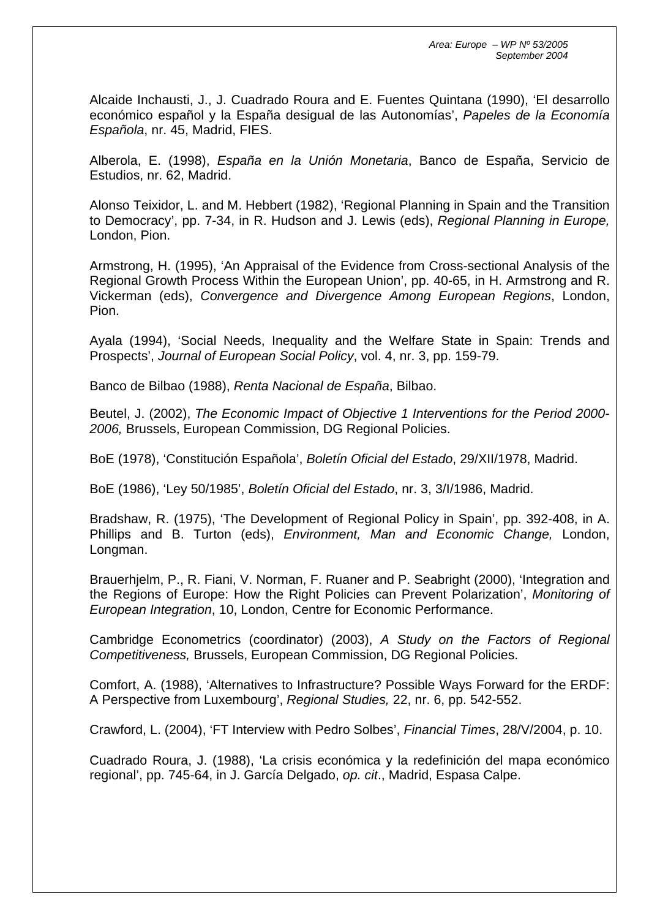Alcaide Inchausti, J., J. Cuadrado Roura and E. Fuentes Quintana (1990), 'El desarrollo económico español y la España desigual de las Autonomías', *Papeles de la Economía Española*, nr. 45, Madrid, FIES.

Alberola, E. (1998), *España en la Unión Monetaria*, Banco de España, Servicio de Estudios, nr. 62, Madrid.

Alonso Teixidor, L. and M. Hebbert (1982), 'Regional Planning in Spain and the Transition to Democracy', pp. 7-34, in R. Hudson and J. Lewis (eds), *Regional Planning in Europe,* London, Pion.

Armstrong, H. (1995), 'An Appraisal of the Evidence from Cross-sectional Analysis of the Regional Growth Process Within the European Union', pp. 40-65, in H. Armstrong and R. Vickerman (eds), *Convergence and Divergence Among European Regions*, London, Pion.

Ayala (1994), 'Social Needs, Inequality and the Welfare State in Spain: Trends and Prospects', *Journal of European Social Policy*, vol. 4, nr. 3, pp. 159-79.

Banco de Bilbao (1988), *Renta Nacional de España*, Bilbao.

Beutel, J. (2002), *The Economic Impact of Objective 1 Interventions for the Period 2000-2006,* Brussels, European Commission, DG Regional Policies.

BoE (1978), 'Constitución Española', *Boletín Oficial del Estado*, 29/XII/1978, Madrid.

BoE (1986), 'Ley 50/1985', *Boletín Oficial del Estado*, nr. 3, 3/I/1986, Madrid.

Bradshaw, R. (1975), 'The Development of Regional Policy in Spain', pp. 392-408, in A. Phillips and B. Turton (eds), *Environment, Man and Economic Change,* London, Longman.

Brauerhjelm, P., R. Fiani, V. Norman, F. Ruaner and P. Seabright (2000), 'Integration and the Regions of Europe: How the Right Policies can Prevent Polarization', *Monitoring of European Integration*, 10, London, Centre for Economic Performance.

Cambridge Econometrics (coordinator) (2003), *A Study on the Factors of Regional Competitiveness,* Brussels, European Commission, DG Regional Policies.

Comfort, A. (1988), 'Alternatives to Infrastructure? Possible Ways Forward for the ERDF: A Perspective from Luxembourg', *Regional Studies,* 22, nr. 6, pp. 542-552.

Crawford, L. (2004), 'FT Interview with Pedro Solbes', *Financial Times*, 28/V/2004, p. 10.

Cuadrado Roura, J. (1988), 'La crisis económica y la redefinición del mapa económico regional', pp. 745-64, in J. García Delgado, *op. cit*., Madrid, Espasa Calpe.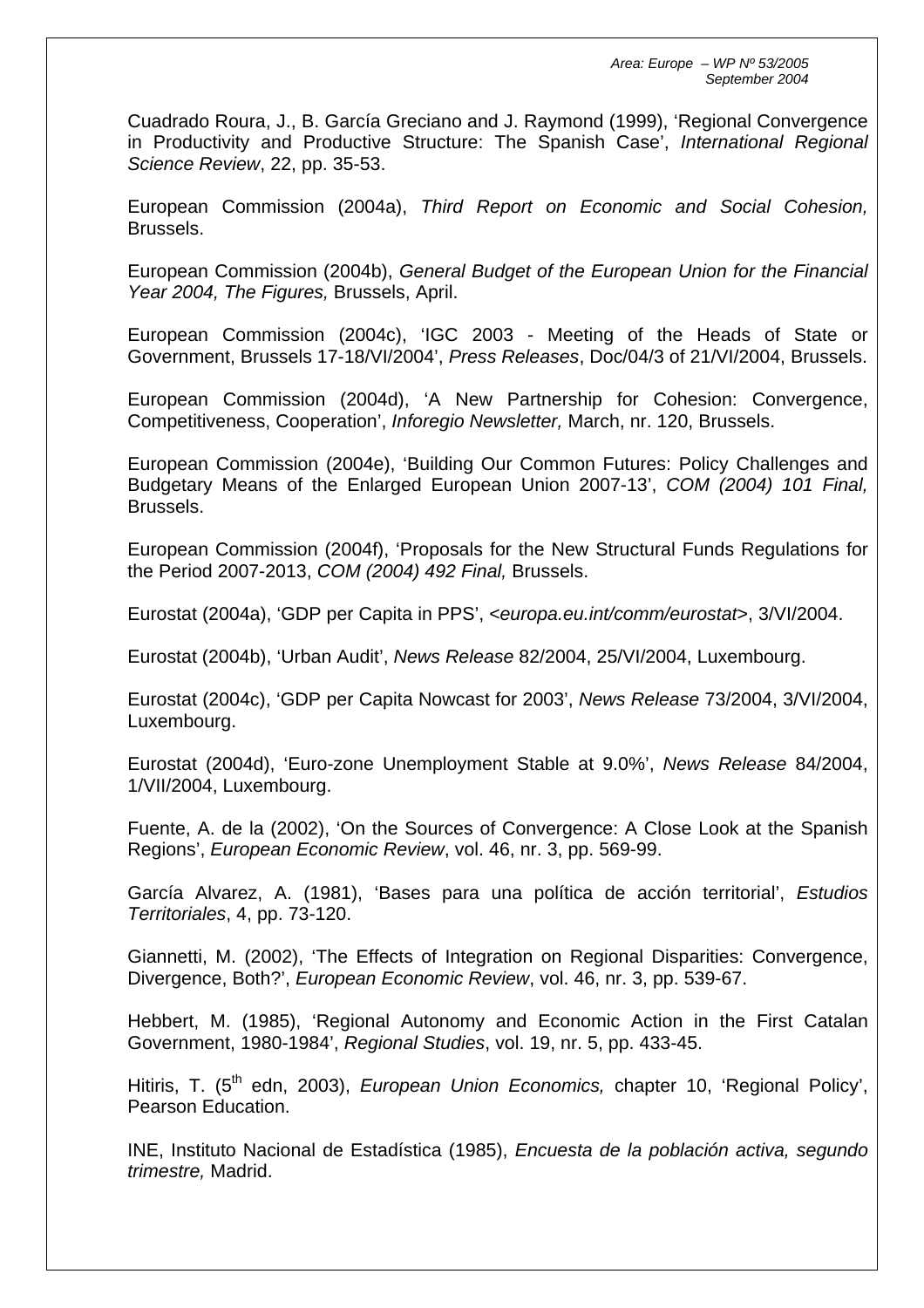Cuadrado Roura, J., B. García Greciano and J. Raymond (1999), 'Regional Convergence in Productivity and Productive Structure: The Spanish Case', *International Regional Science Review*, 22, pp. 35-53.

European Commission (2004a), *Third Report on Economic and Social Cohesion,* Brussels.

European Commission (2004b), *General Budget of the European Union for the Financial Year 2004, The Figures,* Brussels, April.

European Commission (2004c), 'IGC 2003 - Meeting of the Heads of State or Government, Brussels 17-18/VI/2004', *Press Releases*, Doc/04/3 of 21/VI/2004, Brussels.

European Commission (2004d), 'A New Partnership for Cohesion: Convergence, Competitiveness, Cooperation', *Inforegio Newsletter,* March, nr. 120, Brussels.

European Commission (2004e), 'Building Our Common Futures: Policy Challenges and Budgetary Means of the Enlarged European Union 2007-13', *COM (2004) 101 Final,* Brussels.

European Commission (2004f), 'Proposals for the New Structural Funds Regulations for the Period 2007-2013, *COM (2004) 492 Final,* Brussels.

Eurostat (2004a), 'GDP per Capita in PPS', <*europa.eu.int/comm/eurostat*>, 3/VI/2004.

Eurostat (2004b), 'Urban Audit', *News Release* 82/2004, 25/VI/2004, Luxembourg.

Eurostat (2004c), 'GDP per Capita Nowcast for 2003', *News Release* 73/2004, 3/VI/2004, Luxembourg.

Eurostat (2004d), 'Euro-zone Unemployment Stable at 9.0%', *News Release* 84/2004, 1/VII/2004, Luxembourg.

Fuente, A. de la (2002), 'On the Sources of Convergence: A Close Look at the Spanish Regions', *European Economic Review*, vol. 46, nr. 3, pp. 569-99.

García Alvarez, A. (1981), 'Bases para una política de acción territorial', *Estudios Territoriales*, 4, pp. 73-120.

Giannetti, M. (2002), 'The Effects of Integration on Regional Disparities: Convergence, Divergence, Both?', *European Economic Review*, vol. 46, nr. 3, pp. 539-67.

Hebbert, M. (1985), 'Regional Autonomy and Economic Action in the First Catalan Government, 1980-1984', *Regional Studies*, vol. 19, nr. 5, pp. 433-45.

Hitiris, T. (5th edn, 2003), *European Union Economics,* chapter 10, 'Regional Policy', Pearson Education.

INE, Instituto Nacional de Estadística (1985), *Encuesta de la población activa, segundo trimestre,* Madrid.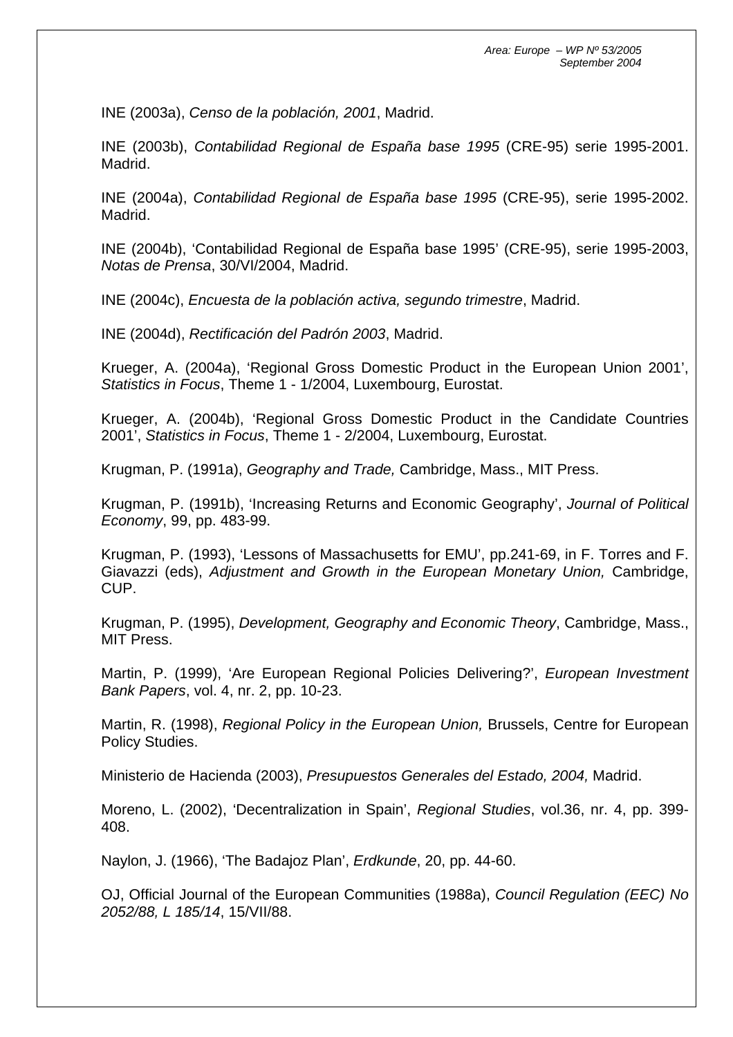INE (2003a), *Censo de la población, 2001*, Madrid.

INE (2003b), *Contabilidad Regional de España base 1995* (CRE-95) serie 1995-2001. Madrid.

INE (2004a), *Contabilidad Regional de España base 1995* (CRE-95), serie 1995-2002. Madrid.

INE (2004b), 'Contabilidad Regional de España base 1995' (CRE-95), serie 1995-2003, *Notas de Prensa*, 30/VI/2004, Madrid.

INE (2004c), *Encuesta de la población activa, segundo trimestre*, Madrid.

INE (2004d), *Rectificación del Padrón 2003*, Madrid.

Krueger, A. (2004a), 'Regional Gross Domestic Product in the European Union 2001', *Statistics in Focus*, Theme 1 - 1/2004, Luxembourg, Eurostat.

Krueger, A. (2004b), 'Regional Gross Domestic Product in the Candidate Countries 2001', *Statistics in Focus*, Theme 1 - 2/2004, Luxembourg, Eurostat.

Krugman, P. (1991a), *Geography and Trade,* Cambridge, Mass., MIT Press.

Krugman, P. (1991b), 'Increasing Returns and Economic Geography', *Journal of Political Economy*, 99, pp. 483-99.

Krugman, P. (1993), 'Lessons of Massachusetts for EMU', pp.241-69, in F. Torres and F. Giavazzi (eds), *Adjustment and Growth in the European Monetary Union,* Cambridge, CUP.

Krugman, P. (1995), *Development, Geography and Economic Theory*, Cambridge, Mass., MIT Press.

Martin, P. (1999), 'Are European Regional Policies Delivering?', *European Investment Bank Papers*, vol. 4, nr. 2, pp. 10-23.

Martin, R. (1998), *Regional Policy in the European Union,* Brussels, Centre for European Policy Studies.

Ministerio de Hacienda (2003), *Presupuestos Generales del Estado, 2004,* Madrid.

Moreno, L. (2002), 'Decentralization in Spain', *Regional Studies*, vol.36, nr. 4, pp. 399-408.

Naylon, J. (1966), 'The Badajoz Plan', *Erdkunde*, 20, pp. 44-60.

OJ, Official Journal of the European Communities (1988a), *Council Regulation (EEC) No 2052/88, L 185/14*, 15/VII/88.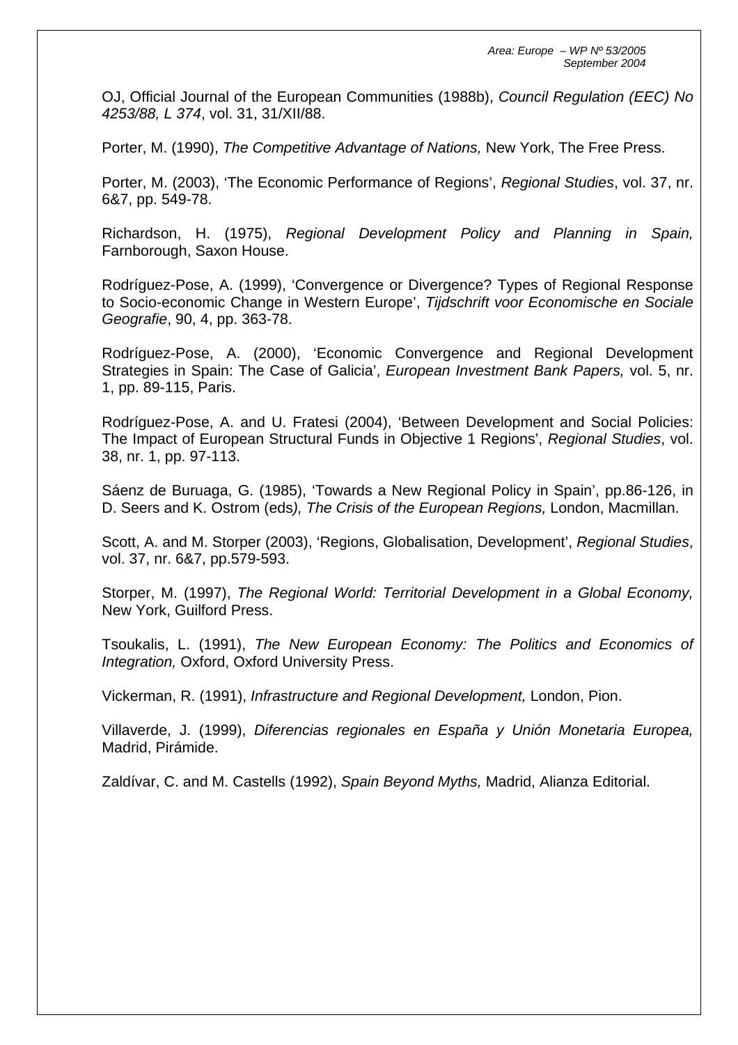OJ, Official Journal of the European Communities (1988b), *Council Regulation (EEC) No 4253/88, L 374*, vol. 31, 31/XII/88.

Porter, M. (1990), *The Competitive Advantage of Nations,* New York, The Free Press.

Porter, M. (2003), 'The Economic Performance of Regions', *Regional Studies*, vol. 37, nr. 6&7, pp. 549-78.

Richardson, H. (1975), *Regional Development Policy and Planning in Spain,* Farnborough, Saxon House.

Rodríguez-Pose, A. (1999), 'Convergence or Divergence? Types of Regional Response to Socio-economic Change in Western Europe', *Tijdschrift voor Economische en Sociale Geografie*, 90, 4, pp. 363-78.

Rodríguez-Pose, A. (2000), 'Economic Convergence and Regional Development Strategies in Spain: The Case of Galicia', *European Investment Bank Papers,* vol. 5, nr. 1, pp. 89-115, Paris.

Rodríguez-Pose, A. and U. Fratesi (2004), 'Between Development and Social Policies: The Impact of European Structural Funds in Objective 1 Regions', *Regional Studies*, vol. 38, nr. 1, pp. 97-113.

Sáenz de Buruaga, G. (1985), 'Towards a New Regional Policy in Spain', pp.86-126, in D. Seers and K. Ostrom (eds*), The Crisis of the European Regions,* London, Macmillan.

Scott, A. and M. Storper (2003), 'Regions, Globalisation, Development', *Regional Studies*, vol. 37, nr. 6&7, pp.579-593.

Storper, M. (1997), *The Regional World: Territorial Development in a Global Economy,* New York, Guilford Press.

Tsoukalis, L. (1991), *The New European Economy: The Politics and Economics of Integration,* Oxford, Oxford University Press.

Vickerman, R. (1991), *Infrastructure and Regional Development,* London, Pion.

Villaverde, J. (1999), *Diferencias regionales en España y Unión Monetaria Europea,* Madrid, Pirámide.

Zaldívar, C. and M. Castells (1992), *Spain Beyond Myths,* Madrid, Alianza Editorial.